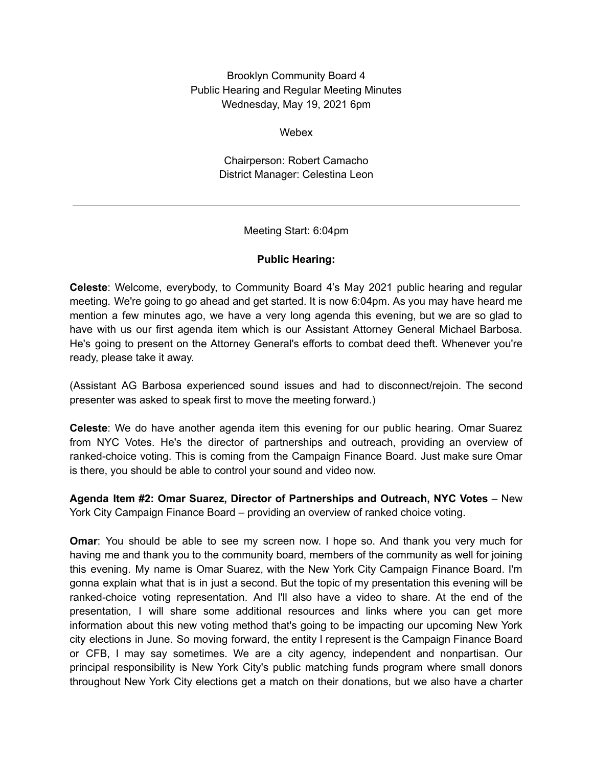Brooklyn Community Board 4
Public Hearing and Regular Meeting Minutes
Wednesday, May 19, 2021 6pm

Webex

Chairperson: Robert Camacho
District Manager: Celestina Leon

---

Meeting Start: 6:04pm

**Public Hearing:**

**Celeste**: Welcome, everybody, to Community Board 4's May 2021 public hearing and regular meeting. We're going to go ahead and get started. It is now 6:04pm. As you may have heard me mention a few minutes ago, we have a very long agenda this evening, but we are so glad to have with us our first agenda item which is our Assistant Attorney General Michael Barbosa. He's going to present on the Attorney General's efforts to combat deed theft. Whenever you're ready, please take it away.

(Assistant AG Barbosa experienced sound issues and had to disconnect/rejoin. The second presenter was asked to speak first to move the meeting forward.)

**Celeste**: We do have another agenda item this evening for our public hearing. Omar Suarez from NYC Votes. He's the director of partnerships and outreach, providing an overview of ranked-choice voting. This is coming from the Campaign Finance Board. Just make sure Omar is there, you should be able to control your sound and video now.

**Agenda Item #2: Omar Suarez, Director of Partnerships and Outreach, NYC Votes** – New York City Campaign Finance Board – providing an overview of ranked choice voting.

**Omar**: You should be able to see my screen now. I hope so. And thank you very much for having me and thank you to the community board, members of the community as well for joining this evening. My name is Omar Suarez, with the New York City Campaign Finance Board. I'm gonna explain what that is in just a second. But the topic of my presentation this evening will be ranked-choice voting representation. And I'll also have a video to share. At the end of the presentation, I will share some additional resources and links where you can get more information about this new voting method that's going to be impacting our upcoming New York city elections in June. So moving forward, the entity I represent is the Campaign Finance Board or CFB, I may say sometimes. We are a city agency, independent and nonpartisan. Our principal responsibility is New York City's public matching funds program where small donors throughout New York City elections get a match on their donations, but we also have a charter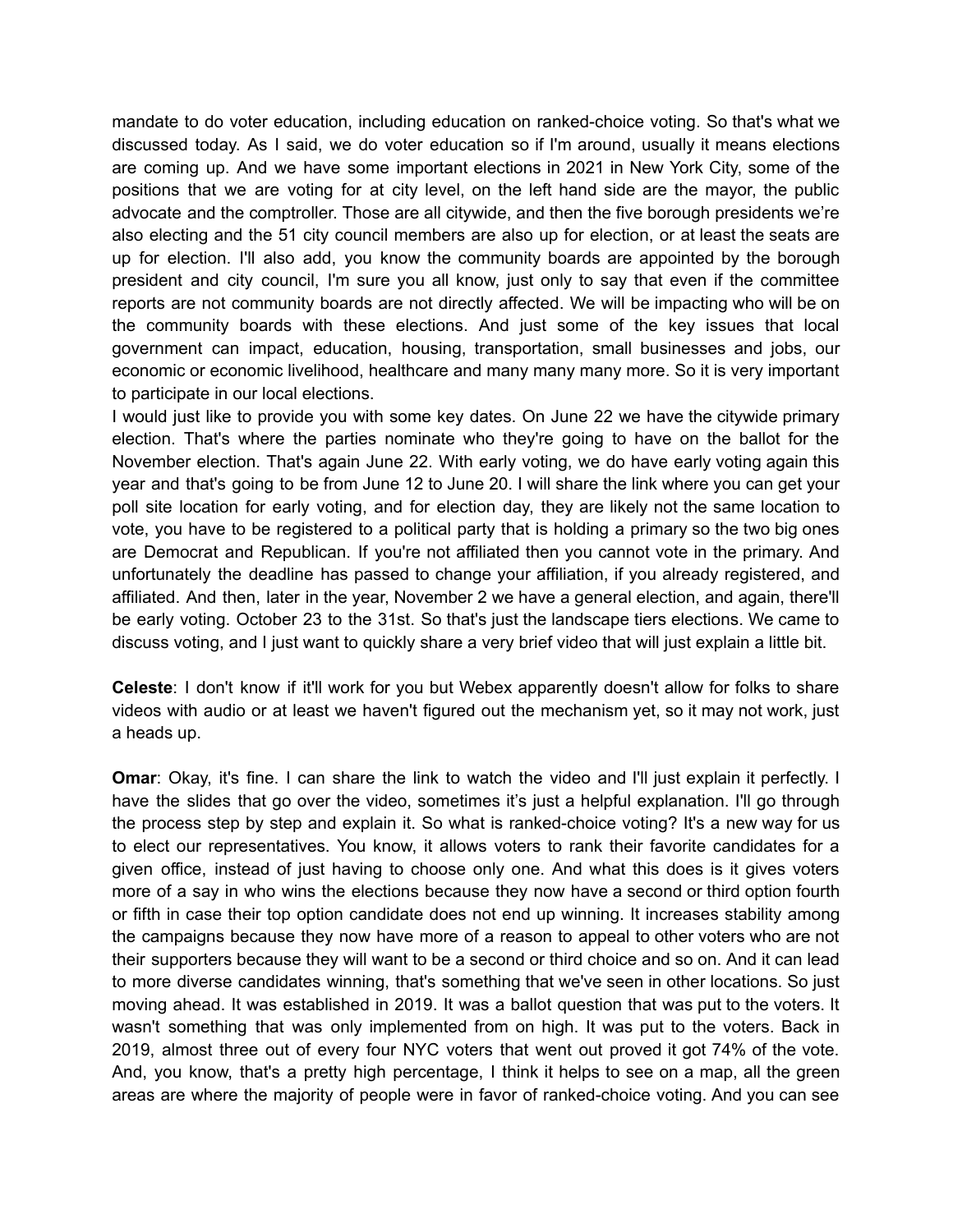mandate to do voter education, including education on ranked-choice voting. So that's what we discussed today. As I said, we do voter education so if I'm around, usually it means elections are coming up. And we have some important elections in 2021 in New York City, some of the positions that we are voting for at city level, on the left hand side are the mayor, the public advocate and the comptroller. Those are all citywide, and then the five borough presidents we're also electing and the 51 city council members are also up for election, or at least the seats are up for election. I'll also add, you know the community boards are appointed by the borough president and city council, I'm sure you all know, just only to say that even if the committee reports are not community boards are not directly affected. We will be impacting who will be on the community boards with these elections. And just some of the key issues that local government can impact, education, housing, transportation, small businesses and jobs, our economic or economic livelihood, healthcare and many many many more. So it is very important to participate in our local elections.

I would just like to provide you with some key dates. On June 22 we have the citywide primary election. That's where the parties nominate who they're going to have on the ballot for the November election. That's again June 22. With early voting, we do have early voting again this year and that's going to be from June 12 to June 20. I will share the link where you can get your poll site location for early voting, and for election day, they are likely not the same location to vote, you have to be registered to a political party that is holding a primary so the two big ones are Democrat and Republican. If you're not affiliated then you cannot vote in the primary. And unfortunately the deadline has passed to change your affiliation, if you already registered, and affiliated. And then, later in the year, November 2 we have a general election, and again, there'll be early voting. October 23 to the 31st. So that's just the landscape tiers elections. We came to discuss voting, and I just want to quickly share a very brief video that will just explain a little bit.

**Celeste**: I don't know if it'll work for you but Webex apparently doesn't allow for folks to share videos with audio or at least we haven't figured out the mechanism yet, so it may not work, just a heads up.

**Omar**: Okay, it's fine. I can share the link to watch the video and I'll just explain it perfectly. I have the slides that go over the video, sometimes it's just a helpful explanation. I'll go through the process step by step and explain it. So what is ranked-choice voting? It's a new way for us to elect our representatives. You know, it allows voters to rank their favorite candidates for a given office, instead of just having to choose only one. And what this does is it gives voters more of a say in who wins the elections because they now have a second or third option fourth or fifth in case their top option candidate does not end up winning. It increases stability among the campaigns because they now have more of a reason to appeal to other voters who are not their supporters because they will want to be a second or third choice and so on. And it can lead to more diverse candidates winning, that's something that we've seen in other locations. So just moving ahead. It was established in 2019. It was a ballot question that was put to the voters. It wasn't something that was only implemented from on high. It was put to the voters. Back in 2019, almost three out of every four NYC voters that went out proved it got 74% of the vote. And, you know, that's a pretty high percentage, I think it helps to see on a map, all the green areas are where the majority of people were in favor of ranked-choice voting. And you can see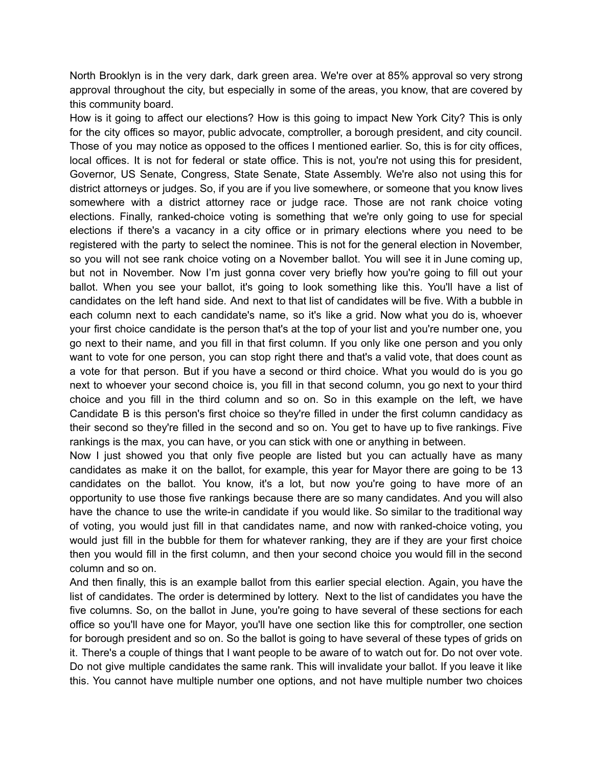North Brooklyn is in the very dark, dark green area. We're over at 85% approval so very strong approval throughout the city, but especially in some of the areas, you know, that are covered by this community board.

How is it going to affect our elections? How is this going to impact New York City? This is only for the city offices so mayor, public advocate, comptroller, a borough president, and city council. Those of you may notice as opposed to the offices I mentioned earlier. So, this is for city offices, local offices. It is not for federal or state office. This is not, you're not using this for president, Governor, US Senate, Congress, State Senate, State Assembly. We're also not using this for district attorneys or judges. So, if you are if you live somewhere, or someone that you know lives somewhere with a district attorney race or judge race. Those are not rank choice voting elections. Finally, ranked-choice voting is something that we're only going to use for special elections if there's a vacancy in a city office or in primary elections where you need to be registered with the party to select the nominee. This is not for the general election in November, so you will not see rank choice voting on a November ballot. You will see it in June coming up, but not in November. Now I'm just gonna cover very briefly how you're going to fill out your ballot. When you see your ballot, it's going to look something like this. You'll have a list of candidates on the left hand side. And next to that list of candidates will be five. With a bubble in each column next to each candidate's name, so it's like a grid. Now what you do is, whoever your first choice candidate is the person that's at the top of your list and you're number one, you go next to their name, and you fill in that first column. If you only like one person and you only want to vote for one person, you can stop right there and that's a valid vote, that does count as a vote for that person. But if you have a second or third choice. What you would do is you go next to whoever your second choice is, you fill in that second column, you go next to your third choice and you fill in the third column and so on. So in this example on the left, we have Candidate B is this person's first choice so they're filled in under the first column candidacy as their second so they're filled in the second and so on. You get to have up to five rankings. Five rankings is the max, you can have, or you can stick with one or anything in between.

Now I just showed you that only five people are listed but you can actually have as many candidates as make it on the ballot, for example, this year for Mayor there are going to be 13 candidates on the ballot. You know, it's a lot, but now you're going to have more of an opportunity to use those five rankings because there are so many candidates. And you will also have the chance to use the write-in candidate if you would like. So similar to the traditional way of voting, you would just fill in that candidates name, and now with ranked-choice voting, you would just fill in the bubble for them for whatever ranking, they are if they are your first choice then you would fill in the first column, and then your second choice you would fill in the second column and so on.

And then finally, this is an example ballot from this earlier special election. Again, you have the list of candidates. The order is determined by lottery. Next to the list of candidates you have the five columns. So, on the ballot in June, you're going to have several of these sections for each office so you'll have one for Mayor, you'll have one section like this for comptroller, one section for borough president and so on. So the ballot is going to have several of these types of grids on it. There's a couple of things that I want people to be aware of to watch out for. Do not over vote. Do not give multiple candidates the same rank. This will invalidate your ballot. If you leave it like this. You cannot have multiple number one options, and not have multiple number two choices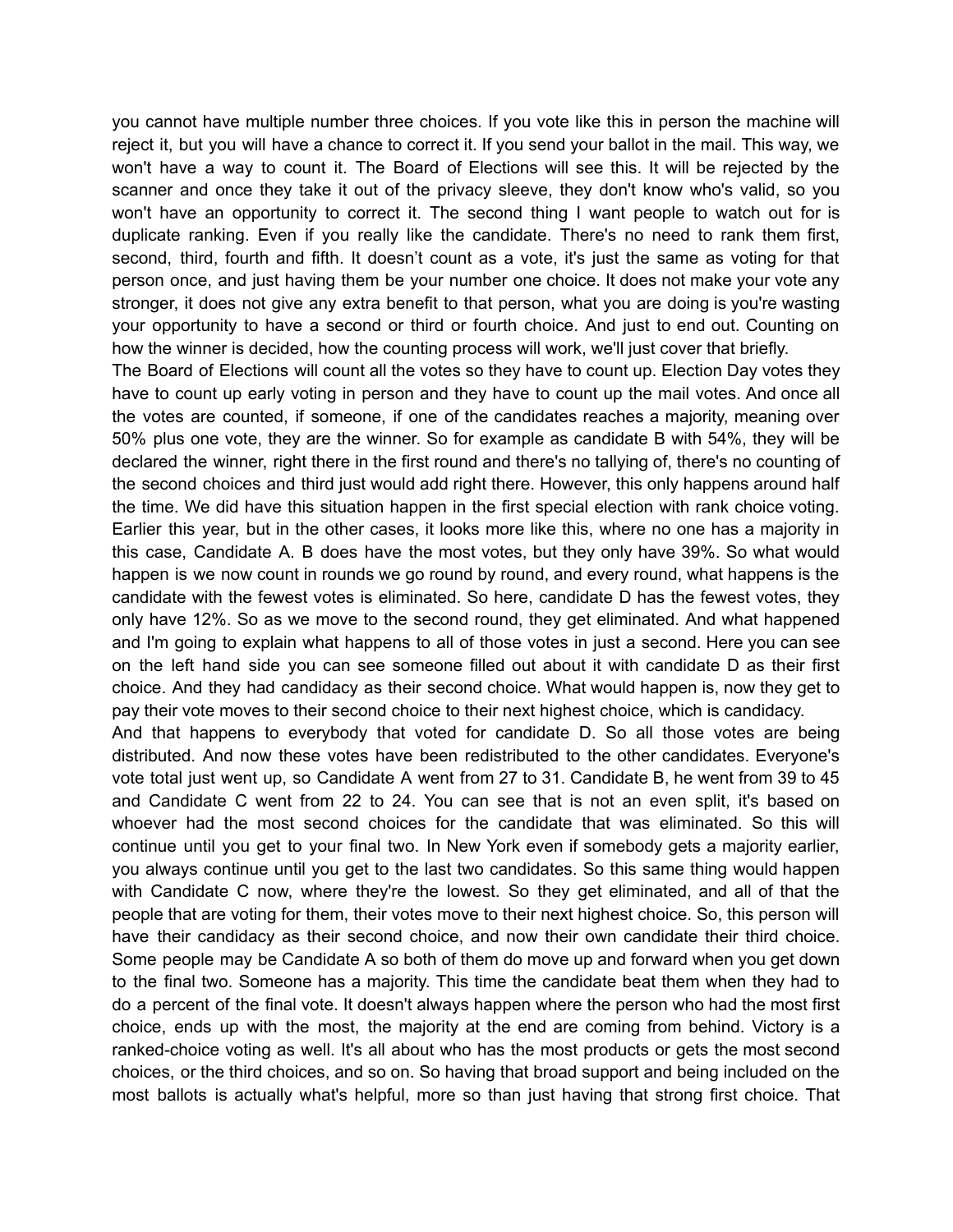you cannot have multiple number three choices. If you vote like this in person the machine will reject it, but you will have a chance to correct it. If you send your ballot in the mail. This way, we won't have a way to count it. The Board of Elections will see this. It will be rejected by the scanner and once they take it out of the privacy sleeve, they don't know who's valid, so you won't have an opportunity to correct it. The second thing I want people to watch out for is duplicate ranking. Even if you really like the candidate. There's no need to rank them first, second, third, fourth and fifth. It doesn't count as a vote, it's just the same as voting for that person once, and just having them be your number one choice. It does not make your vote any stronger, it does not give any extra benefit to that person, what you are doing is you're wasting your opportunity to have a second or third or fourth choice. And just to end out. Counting on how the winner is decided, how the counting process will work, we'll just cover that briefly.

The Board of Elections will count all the votes so they have to count up. Election Day votes they have to count up early voting in person and they have to count up the mail votes. And once all the votes are counted, if someone, if one of the candidates reaches a majority, meaning over 50% plus one vote, they are the winner. So for example as candidate B with 54%, they will be declared the winner, right there in the first round and there's no tallying of, there's no counting of the second choices and third just would add right there. However, this only happens around half the time. We did have this situation happen in the first special election with rank choice voting. Earlier this year, but in the other cases, it looks more like this, where no one has a majority in this case, Candidate A. B does have the most votes, but they only have 39%. So what would happen is we now count in rounds we go round by round, and every round, what happens is the candidate with the fewest votes is eliminated. So here, candidate D has the fewest votes, they only have 12%. So as we move to the second round, they get eliminated. And what happened and I'm going to explain what happens to all of those votes in just a second. Here you can see on the left hand side you can see someone filled out about it with candidate D as their first choice. And they had candidacy as their second choice. What would happen is, now they get to pay their vote moves to their second choice to their next highest choice, which is candidacy.

And that happens to everybody that voted for candidate D. So all those votes are being distributed. And now these votes have been redistributed to the other candidates. Everyone's vote total just went up, so Candidate A went from 27 to 31. Candidate B, he went from 39 to 45 and Candidate C went from 22 to 24. You can see that is not an even split, it's based on whoever had the most second choices for the candidate that was eliminated. So this will continue until you get to your final two. In New York even if somebody gets a majority earlier, you always continue until you get to the last two candidates. So this same thing would happen with Candidate C now, where they're the lowest. So they get eliminated, and all of that the people that are voting for them, their votes move to their next highest choice. So, this person will have their candidacy as their second choice, and now their own candidate their third choice. Some people may be Candidate A so both of them do move up and forward when you get down to the final two. Someone has a majority. This time the candidate beat them when they had to do a percent of the final vote. It doesn't always happen where the person who had the most first choice, ends up with the most, the majority at the end are coming from behind. Victory is a ranked-choice voting as well. It's all about who has the most products or gets the most second choices, or the third choices, and so on. So having that broad support and being included on the most ballots is actually what's helpful, more so than just having that strong first choice. That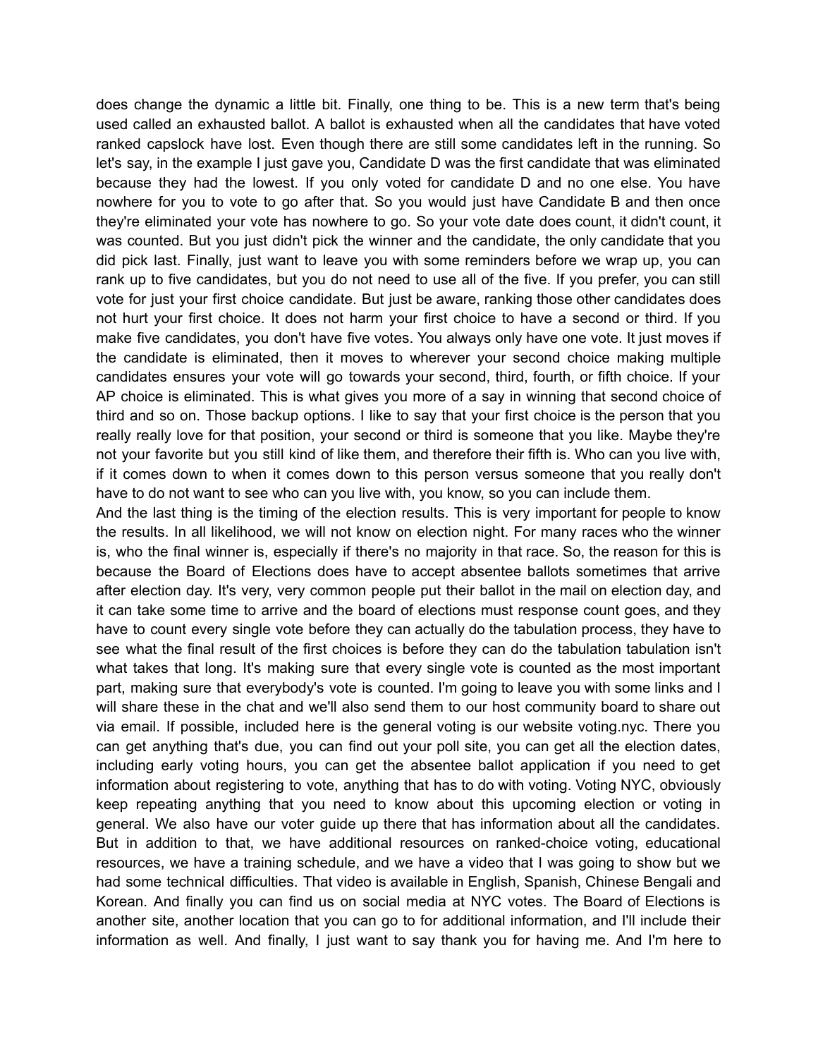does change the dynamic a little bit. Finally, one thing to be. This is a new term that's being used called an exhausted ballot. A ballot is exhausted when all the candidates that have voted ranked capslock have lost. Even though there are still some candidates left in the running. So let's say, in the example I just gave you, Candidate D was the first candidate that was eliminated because they had the lowest. If you only voted for candidate D and no one else. You have nowhere for you to vote to go after that. So you would just have Candidate B and then once they're eliminated your vote has nowhere to go. So your vote date does count, it didn't count, it was counted. But you just didn't pick the winner and the candidate, the only candidate that you did pick last. Finally, just want to leave you with some reminders before we wrap up, you can rank up to five candidates, but you do not need to use all of the five. If you prefer, you can still vote for just your first choice candidate. But just be aware, ranking those other candidates does not hurt your first choice. It does not harm your first choice to have a second or third. If you make five candidates, you don't have five votes. You always only have one vote. It just moves if the candidate is eliminated, then it moves to wherever your second choice making multiple candidates ensures your vote will go towards your second, third, fourth, or fifth choice. If your AP choice is eliminated. This is what gives you more of a say in winning that second choice of third and so on. Those backup options. I like to say that your first choice is the person that you really really love for that position, your second or third is someone that you like. Maybe they're not your favorite but you still kind of like them, and therefore their fifth is. Who can you live with, if it comes down to when it comes down to this person versus someone that you really don't have to do not want to see who can you live with, you know, so you can include them.

And the last thing is the timing of the election results. This is very important for people to know the results. In all likelihood, we will not know on election night. For many races who the winner is, who the final winner is, especially if there's no majority in that race. So, the reason for this is because the Board of Elections does have to accept absentee ballots sometimes that arrive after election day. It's very, very common people put their ballot in the mail on election day, and it can take some time to arrive and the board of elections must response count goes, and they have to count every single vote before they can actually do the tabulation process, they have to see what the final result of the first choices is before they can do the tabulation tabulation isn't what takes that long. It's making sure that every single vote is counted as the most important part, making sure that everybody's vote is counted. I'm going to leave you with some links and I will share these in the chat and we'll also send them to our host community board to share out via email. If possible, included here is the general voting is our website voting.nyc. There you can get anything that's due, you can find out your poll site, you can get all the election dates, including early voting hours, you can get the absentee ballot application if you need to get information about registering to vote, anything that has to do with voting. Voting NYC, obviously keep repeating anything that you need to know about this upcoming election or voting in general. We also have our voter guide up there that has information about all the candidates. But in addition to that, we have additional resources on ranked-choice voting, educational resources, we have a training schedule, and we have a video that I was going to show but we had some technical difficulties. That video is available in English, Spanish, Chinese Bengali and Korean. And finally you can find us on social media at NYC votes. The Board of Elections is another site, another location that you can go to for additional information, and I'll include their information as well. And finally, I just want to say thank you for having me. And I'm here to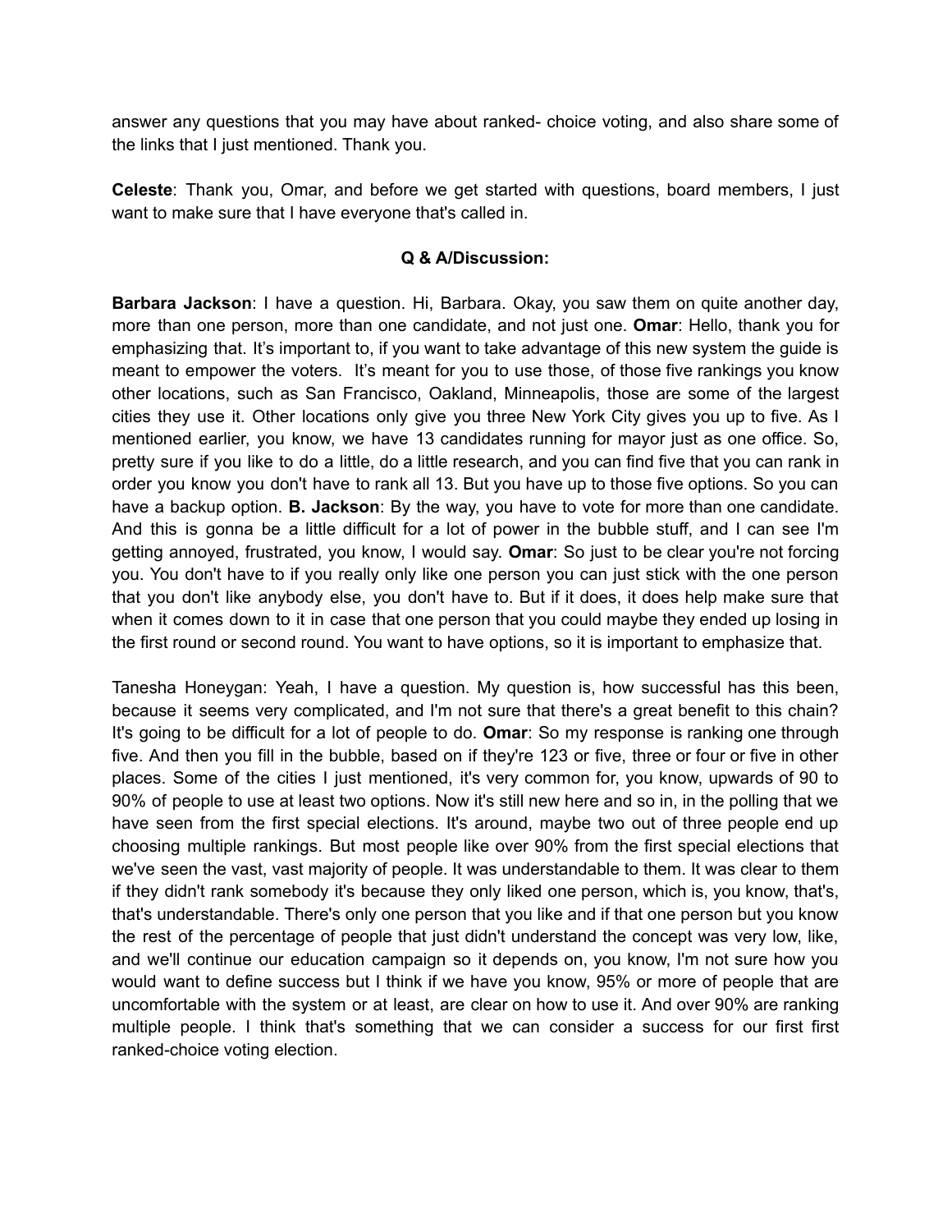answer any questions that you may have about ranked- choice voting, and also share some of the links that I just mentioned. Thank you.

**Celeste**: Thank you, Omar, and before we get started with questions, board members, I just want to make sure that I have everyone that's called in.

**Q & A/Discussion:**

**Barbara Jackson**: I have a question. Hi, Barbara. Okay, you saw them on quite another day, more than one person, more than one candidate, and not just one. **Omar**: Hello, thank you for emphasizing that. It's important to, if you want to take advantage of this new system the guide is meant to empower the voters. It's meant for you to use those, of those five rankings you know other locations, such as San Francisco, Oakland, Minneapolis, those are some of the largest cities they use it. Other locations only give you three New York City gives you up to five. As I mentioned earlier, you know, we have 13 candidates running for mayor just as one office. So, pretty sure if you like to do a little, do a little research, and you can find five that you can rank in order you know you don't have to rank all 13. But you have up to those five options. So you can have a backup option. **B. Jackson**: By the way, you have to vote for more than one candidate. And this is gonna be a little difficult for a lot of power in the bubble stuff, and I can see I'm getting annoyed, frustrated, you know, I would say. **Omar**: So just to be clear you're not forcing you. You don't have to if you really only like one person you can just stick with the one person that you don't like anybody else, you don't have to. But if it does, it does help make sure that when it comes down to it in case that one person that you could maybe they ended up losing in the first round or second round. You want to have options, so it is important to emphasize that.

Tanesha Honeygan: Yeah, I have a question. My question is, how successful has this been, because it seems very complicated, and I'm not sure that there's a great benefit to this chain? It's going to be difficult for a lot of people to do. **Omar**: So my response is ranking one through five. And then you fill in the bubble, based on if they're 123 or five, three or four or five in other places. Some of the cities I just mentioned, it's very common for, you know, upwards of 90 to 90% of people to use at least two options. Now it's still new here and so in, in the polling that we have seen from the first special elections. It's around, maybe two out of three people end up choosing multiple rankings. But most people like over 90% from the first special elections that we've seen the vast, vast majority of people. It was understandable to them. It was clear to them if they didn't rank somebody it's because they only liked one person, which is, you know, that's, that's understandable. There's only one person that you like and if that one person but you know the rest of the percentage of people that just didn't understand the concept was very low, like, and we'll continue our education campaign so it depends on, you know, I'm not sure how you would want to define success but I think if we have you know, 95% or more of people that are uncomfortable with the system or at least, are clear on how to use it. And over 90% are ranking multiple people. I think that's something that we can consider a success for our first first ranked-choice voting election.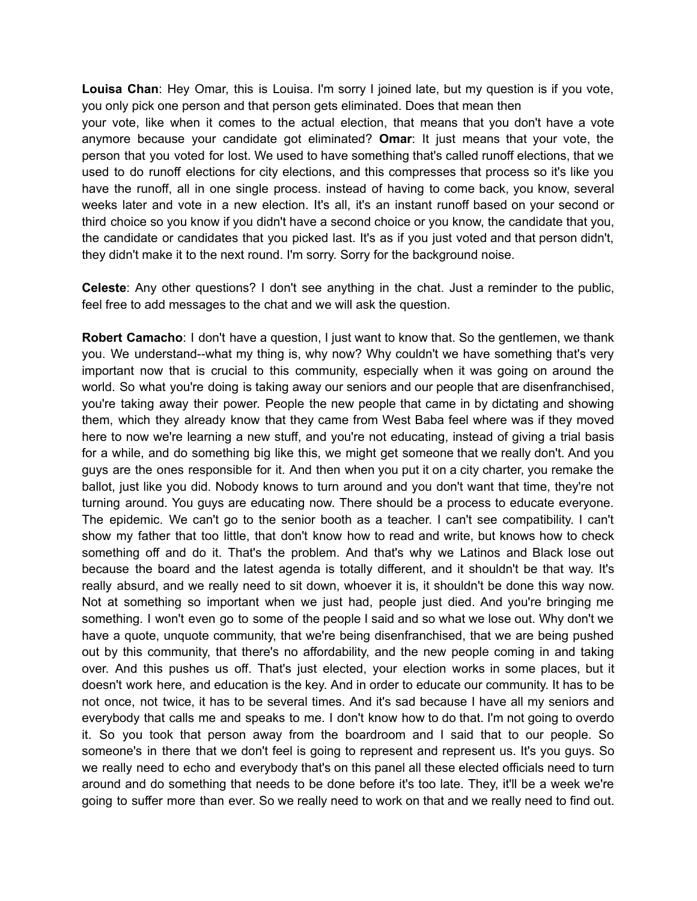**Louisa Chan**: Hey Omar, this is Louisa. I'm sorry I joined late, but my question is if you vote, you only pick one person and that person gets eliminated. Does that mean then your vote, like when it comes to the actual election, that means that you don't have a vote anymore because your candidate got eliminated? **Omar**: It just means that your vote, the person that you voted for lost. We used to have something that's called runoff elections, that we used to do runoff elections for city elections, and this compresses that process so it's like you have the runoff, all in one single process. instead of having to come back, you know, several weeks later and vote in a new election. It's all, it's an instant runoff based on your second or third choice so you know if you didn't have a second choice or you know, the candidate that you, the candidate or candidates that you picked last. It's as if you just voted and that person didn't, they didn't make it to the next round. I'm sorry. Sorry for the background noise.

**Celeste**: Any other questions? I don't see anything in the chat. Just a reminder to the public, feel free to add messages to the chat and we will ask the question.

**Robert Camacho**: I don't have a question, I just want to know that. So the gentlemen, we thank you. We understand--what my thing is, why now? Why couldn't we have something that's very important now that is crucial to this community, especially when it was going on around the world. So what you're doing is taking away our seniors and our people that are disenfranchised, you're taking away their power. People the new people that came in by dictating and showing them, which they already know that they came from West Baba feel where was if they moved here to now we're learning a new stuff, and you're not educating, instead of giving a trial basis for a while, and do something big like this, we might get someone that we really don't. And you guys are the ones responsible for it. And then when you put it on a city charter, you remake the ballot, just like you did. Nobody knows to turn around and you don't want that time, they're not turning around. You guys are educating now. There should be a process to educate everyone. The epidemic. We can't go to the senior booth as a teacher. I can't see compatibility. I can't show my father that too little, that don't know how to read and write, but knows how to check something off and do it. That's the problem. And that's why we Latinos and Black lose out because the board and the latest agenda is totally different, and it shouldn't be that way. It's really absurd, and we really need to sit down, whoever it is, it shouldn't be done this way now. Not at something so important when we just had, people just died. And you're bringing me something. I won't even go to some of the people I said and so what we lose out. Why don't we have a quote, unquote community, that we're being disenfranchised, that we are being pushed out by this community, that there's no affordability, and the new people coming in and taking over. And this pushes us off. That's just elected, your election works in some places, but it doesn't work here, and education is the key. And in order to educate our community. It has to be not once, not twice, it has to be several times. And it's sad because I have all my seniors and everybody that calls me and speaks to me. I don't know how to do that. I'm not going to overdo it. So you took that person away from the boardroom and I said that to our people. So someone's in there that we don't feel is going to represent and represent us. It's you guys. So we really need to echo and everybody that's on this panel all these elected officials need to turn around and do something that needs to be done before it's too late. They, it'll be a week we're going to suffer more than ever. So we really need to work on that and we really need to find out.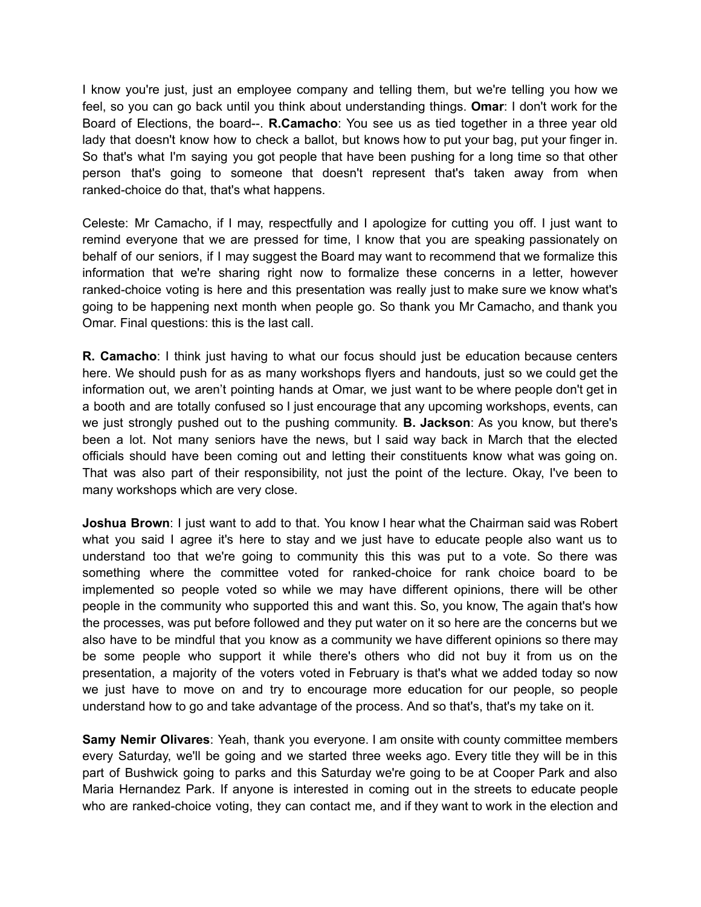I know you're just, just an employee company and telling them, but we're telling you how we feel, so you can go back until you think about understanding things. **Omar**: I don't work for the Board of Elections, the board--. **R.Camacho**: You see us as tied together in a three year old lady that doesn't know how to check a ballot, but knows how to put your bag, put your finger in. So that's what I'm saying you got people that have been pushing for a long time so that other person that's going to someone that doesn't represent that's taken away from when ranked-choice do that, that's what happens.

Celeste: Mr Camacho, if I may, respectfully and I apologize for cutting you off. I just want to remind everyone that we are pressed for time, I know that you are speaking passionately on behalf of our seniors, if I may suggest the Board may want to recommend that we formalize this information that we're sharing right now to formalize these concerns in a letter, however ranked-choice voting is here and this presentation was really just to make sure we know what's going to be happening next month when people go. So thank you Mr Camacho, and thank you Omar. Final questions: this is the last call.

**R. Camacho**: I think just having to what our focus should just be education because centers here. We should push for as as many workshops flyers and handouts, just so we could get the information out, we aren't pointing hands at Omar, we just want to be where people don't get in a booth and are totally confused so I just encourage that any upcoming workshops, events, can we just strongly pushed out to the pushing community. **B. Jackson**: As you know, but there's been a lot. Not many seniors have the news, but I said way back in March that the elected officials should have been coming out and letting their constituents know what was going on. That was also part of their responsibility, not just the point of the lecture. Okay, I've been to many workshops which are very close.

**Joshua Brown**: I just want to add to that. You know I hear what the Chairman said was Robert what you said I agree it's here to stay and we just have to educate people also want us to understand too that we're going to community this this was put to a vote. So there was something where the committee voted for ranked-choice for rank choice board to be implemented so people voted so while we may have different opinions, there will be other people in the community who supported this and want this. So, you know, The again that's how the processes, was put before followed and they put water on it so here are the concerns but we also have to be mindful that you know as a community we have different opinions so there may be some people who support it while there's others who did not buy it from us on the presentation, a majority of the voters voted in February is that's what we added today so now we just have to move on and try to encourage more education for our people, so people understand how to go and take advantage of the process. And so that's, that's my take on it.

**Samy Nemir Olivares**: Yeah, thank you everyone. I am onsite with county committee members every Saturday, we'll be going and we started three weeks ago. Every title they will be in this part of Bushwick going to parks and this Saturday we're going to be at Cooper Park and also Maria Hernandez Park. If anyone is interested in coming out in the streets to educate people who are ranked-choice voting, they can contact me, and if they want to work in the election and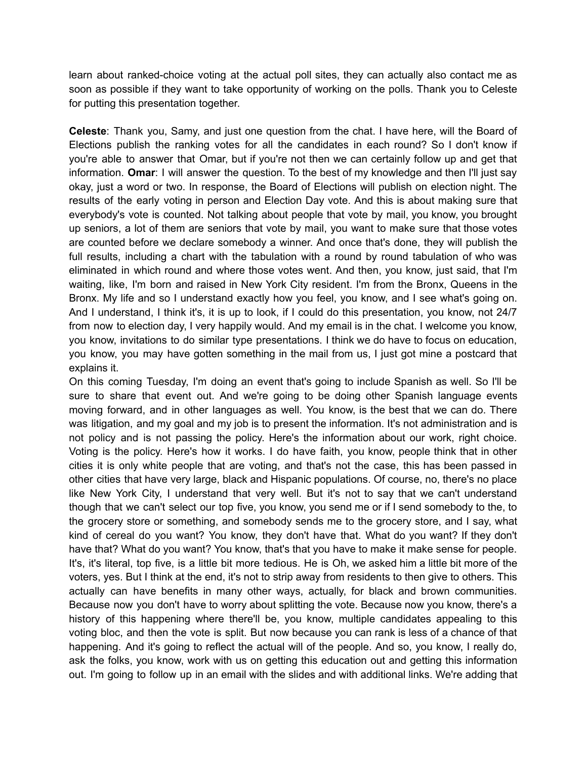learn about ranked-choice voting at the actual poll sites, they can actually also contact me as soon as possible if they want to take opportunity of working on the polls. Thank you to Celeste for putting this presentation together.

**Celeste**: Thank you, Samy, and just one question from the chat. I have here, will the Board of Elections publish the ranking votes for all the candidates in each round? So I don't know if you're able to answer that Omar, but if you're not then we can certainly follow up and get that information. **Omar**: I will answer the question. To the best of my knowledge and then I'll just say okay, just a word or two. In response, the Board of Elections will publish on election night. The results of the early voting in person and Election Day vote. And this is about making sure that everybody's vote is counted. Not talking about people that vote by mail, you know, you brought up seniors, a lot of them are seniors that vote by mail, you want to make sure that those votes are counted before we declare somebody a winner. And once that's done, they will publish the full results, including a chart with the tabulation with a round by round tabulation of who was eliminated in which round and where those votes went. And then, you know, just said, that I'm waiting, like, I'm born and raised in New York City resident. I'm from the Bronx, Queens in the Bronx. My life and so I understand exactly how you feel, you know, and I see what's going on. And I understand, I think it's, it is up to look, if I could do this presentation, you know, not 24/7 from now to election day, I very happily would. And my email is in the chat. I welcome you know, you know, invitations to do similar type presentations. I think we do have to focus on education, you know, you may have gotten something in the mail from us, I just got mine a postcard that explains it.

On this coming Tuesday, I'm doing an event that's going to include Spanish as well. So I'll be sure to share that event out. And we're going to be doing other Spanish language events moving forward, and in other languages as well. You know, is the best that we can do. There was litigation, and my goal and my job is to present the information. It's not administration and is not policy and is not passing the policy. Here's the information about our work, right choice. Voting is the policy. Here's how it works. I do have faith, you know, people think that in other cities it is only white people that are voting, and that's not the case, this has been passed in other cities that have very large, black and Hispanic populations. Of course, no, there's no place like New York City, I understand that very well. But it's not to say that we can't understand though that we can't select our top five, you know, you send me or if I send somebody to the, to the grocery store or something, and somebody sends me to the grocery store, and I say, what kind of cereal do you want? You know, they don't have that. What do you want? If they don't have that? What do you want? You know, that's that you have to make it make sense for people. It's, it's literal, top five, is a little bit more tedious. He is Oh, we asked him a little bit more of the voters, yes. But I think at the end, it's not to strip away from residents to then give to others. This actually can have benefits in many other ways, actually, for black and brown communities. Because now you don't have to worry about splitting the vote. Because now you know, there's a history of this happening where there'll be, you know, multiple candidates appealing to this voting bloc, and then the vote is split. But now because you can rank is less of a chance of that happening. And it's going to reflect the actual will of the people. And so, you know, I really do, ask the folks, you know, work with us on getting this education out and getting this information out. I'm going to follow up in an email with the slides and with additional links. We're adding that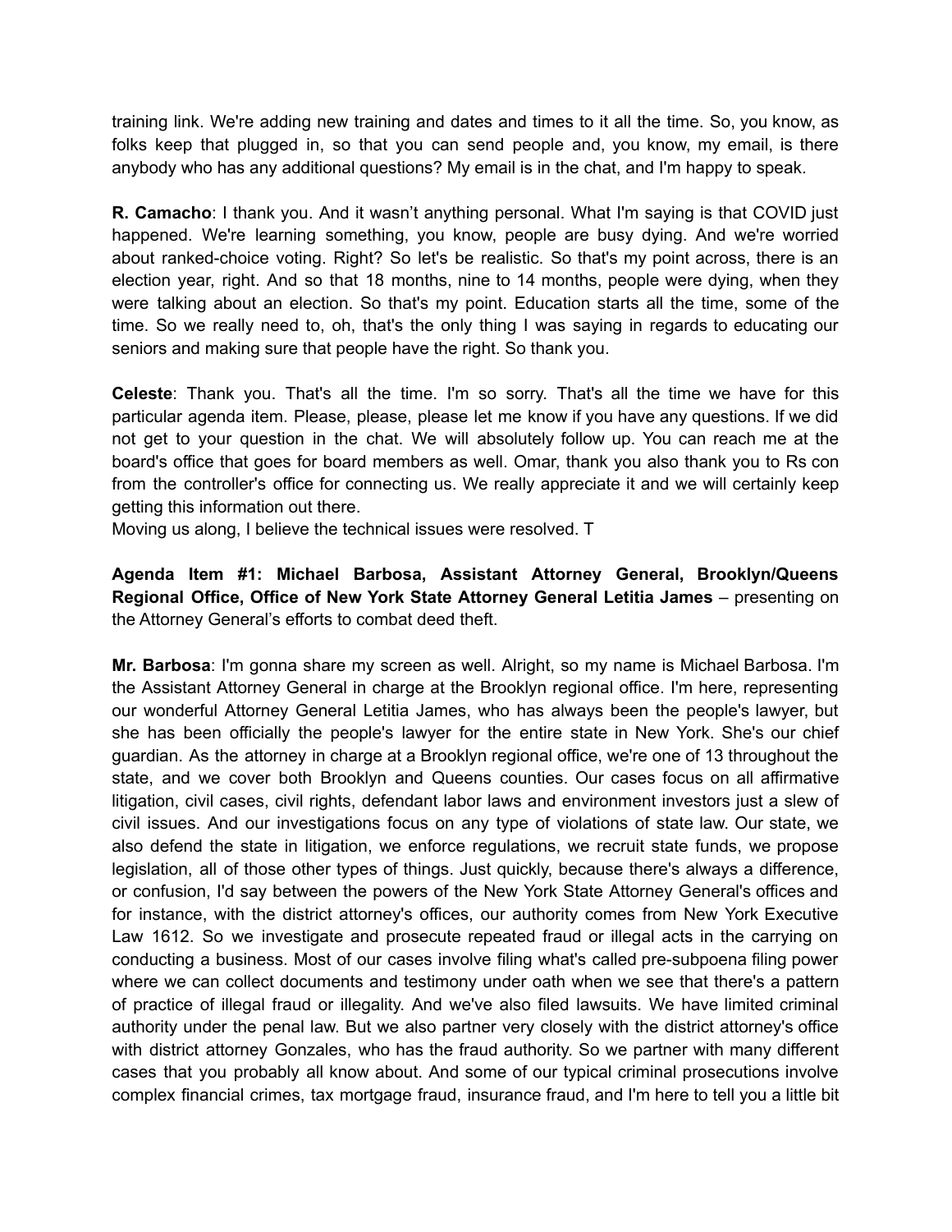training link. We're adding new training and dates and times to it all the time. So, you know, as folks keep that plugged in, so that you can send people and, you know, my email, is there anybody who has any additional questions? My email is in the chat, and I'm happy to speak.

**R. Camacho**: I thank you. And it wasn't anything personal. What I'm saying is that COVID just happened. We're learning something, you know, people are busy dying. And we're worried about ranked-choice voting. Right? So let's be realistic. So that's my point across, there is an election year, right. And so that 18 months, nine to 14 months, people were dying, when they were talking about an election. So that's my point. Education starts all the time, some of the time. So we really need to, oh, that's the only thing I was saying in regards to educating our seniors and making sure that people have the right. So thank you.

**Celeste**: Thank you. That's all the time. I'm so sorry. That's all the time we have for this particular agenda item. Please, please, please let me know if you have any questions. If we did not get to your question in the chat. We will absolutely follow up. You can reach me at the board's office that goes for board members as well. Omar, thank you also thank you to Rs con from the controller's office for connecting us. We really appreciate it and we will certainly keep getting this information out there.
Moving us along, I believe the technical issues were resolved. T

**Agenda Item #1: Michael Barbosa, Assistant Attorney General, Brooklyn/Queens Regional Office, Office of New York State Attorney General Letitia James** – presenting on the Attorney General's efforts to combat deed theft.

**Mr. Barbosa**: I'm gonna share my screen as well. Alright, so my name is Michael Barbosa. I'm the Assistant Attorney General in charge at the Brooklyn regional office. I'm here, representing our wonderful Attorney General Letitia James, who has always been the people's lawyer, but she has been officially the people's lawyer for the entire state in New York. She's our chief guardian. As the attorney in charge at a Brooklyn regional office, we're one of 13 throughout the state, and we cover both Brooklyn and Queens counties. Our cases focus on all affirmative litigation, civil cases, civil rights, defendant labor laws and environment investors just a slew of civil issues. And our investigations focus on any type of violations of state law. Our state, we also defend the state in litigation, we enforce regulations, we recruit state funds, we propose legislation, all of those other types of things. Just quickly, because there's always a difference, or confusion, I'd say between the powers of the New York State Attorney General's offices and for instance, with the district attorney's offices, our authority comes from New York Executive Law 1612. So we investigate and prosecute repeated fraud or illegal acts in the carrying on conducting a business. Most of our cases involve filing what's called pre-subpoena filing power where we can collect documents and testimony under oath when we see that there's a pattern of practice of illegal fraud or illegality. And we've also filed lawsuits. We have limited criminal authority under the penal law. But we also partner very closely with the district attorney's office with district attorney Gonzales, who has the fraud authority. So we partner with many different cases that you probably all know about. And some of our typical criminal prosecutions involve complex financial crimes, tax mortgage fraud, insurance fraud, and I'm here to tell you a little bit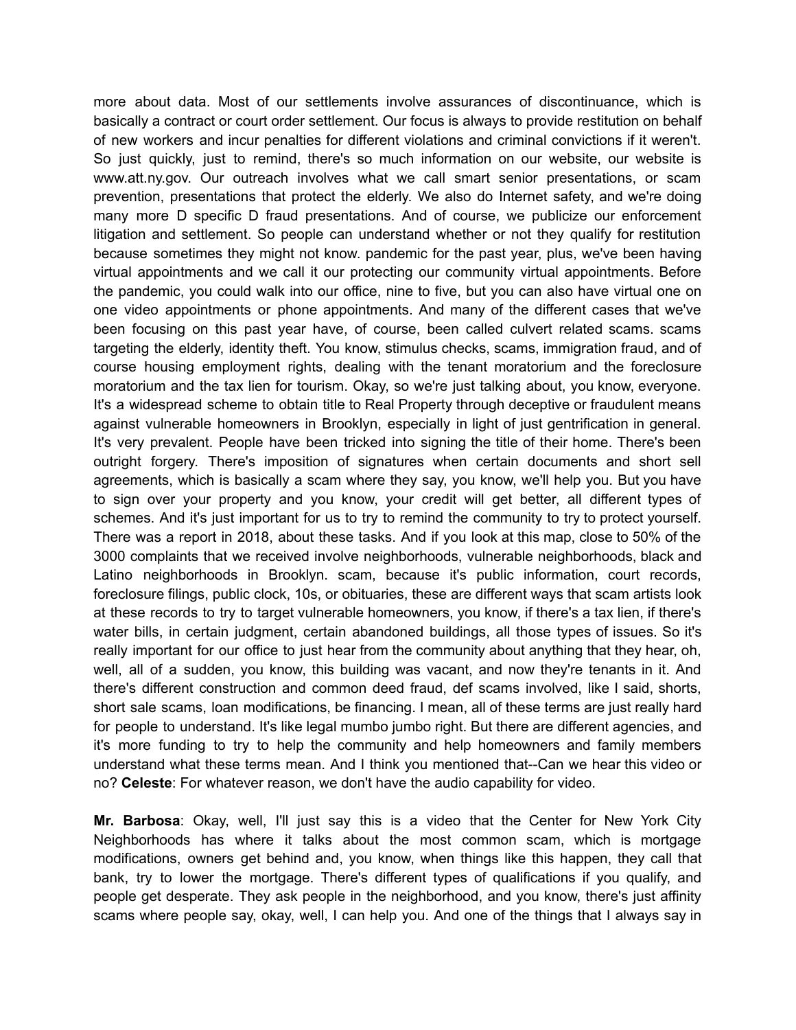more about data. Most of our settlements involve assurances of discontinuance, which is basically a contract or court order settlement. Our focus is always to provide restitution on behalf of new workers and incur penalties for different violations and criminal convictions if it weren't. So just quickly, just to remind, there's so much information on our website, our website is www.att.ny.gov. Our outreach involves what we call smart senior presentations, or scam prevention, presentations that protect the elderly. We also do Internet safety, and we're doing many more D specific D fraud presentations. And of course, we publicize our enforcement litigation and settlement. So people can understand whether or not they qualify for restitution because sometimes they might not know. pandemic for the past year, plus, we've been having virtual appointments and we call it our protecting our community virtual appointments. Before the pandemic, you could walk into our office, nine to five, but you can also have virtual one on one video appointments or phone appointments. And many of the different cases that we've been focusing on this past year have, of course, been called culvert related scams. scams targeting the elderly, identity theft. You know, stimulus checks, scams, immigration fraud, and of course housing employment rights, dealing with the tenant moratorium and the foreclosure moratorium and the tax lien for tourism. Okay, so we're just talking about, you know, everyone. It's a widespread scheme to obtain title to Real Property through deceptive or fraudulent means against vulnerable homeowners in Brooklyn, especially in light of just gentrification in general. It's very prevalent. People have been tricked into signing the title of their home. There's been outright forgery. There's imposition of signatures when certain documents and short sell agreements, which is basically a scam where they say, you know, we'll help you. But you have to sign over your property and you know, your credit will get better, all different types of schemes. And it's just important for us to try to remind the community to try to protect yourself. There was a report in 2018, about these tasks. And if you look at this map, close to 50% of the 3000 complaints that we received involve neighborhoods, vulnerable neighborhoods, black and Latino neighborhoods in Brooklyn. scam, because it's public information, court records, foreclosure filings, public clock, 10s, or obituaries, these are different ways that scam artists look at these records to try to target vulnerable homeowners, you know, if there's a tax lien, if there's water bills, in certain judgment, certain abandoned buildings, all those types of issues. So it's really important for our office to just hear from the community about anything that they hear, oh, well, all of a sudden, you know, this building was vacant, and now they're tenants in it. And there's different construction and common deed fraud, def scams involved, like I said, shorts, short sale scams, loan modifications, be financing. I mean, all of these terms are just really hard for people to understand. It's like legal mumbo jumbo right. But there are different agencies, and it's more funding to try to help the community and help homeowners and family members understand what these terms mean. And I think you mentioned that--Can we hear this video or no? **Celeste**: For whatever reason, we don't have the audio capability for video.

**Mr. Barbosa**: Okay, well, I'll just say this is a video that the Center for New York City Neighborhoods has where it talks about the most common scam, which is mortgage modifications, owners get behind and, you know, when things like this happen, they call that bank, try to lower the mortgage. There's different types of qualifications if you qualify, and people get desperate. They ask people in the neighborhood, and you know, there's just affinity scams where people say, okay, well, I can help you. And one of the things that I always say in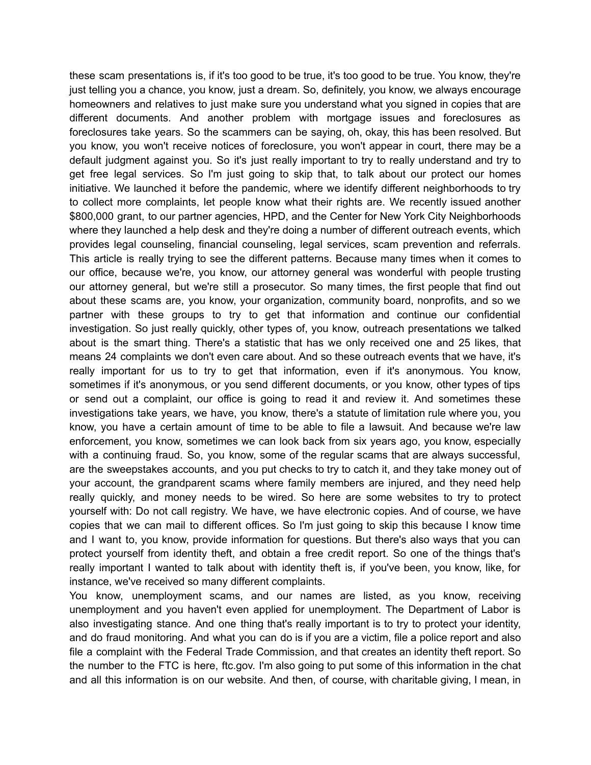these scam presentations is, if it's too good to be true, it's too good to be true. You know, they're just telling you a chance, you know, just a dream. So, definitely, you know, we always encourage homeowners and relatives to just make sure you understand what you signed in copies that are different documents. And another problem with mortgage issues and foreclosures as foreclosures take years. So the scammers can be saying, oh, okay, this has been resolved. But you know, you won't receive notices of foreclosure, you won't appear in court, there may be a default judgment against you. So it's just really important to try to really understand and try to get free legal services. So I'm just going to skip that, to talk about our protect our homes initiative. We launched it before the pandemic, where we identify different neighborhoods to try to collect more complaints, let people know what their rights are. We recently issued another $800,000 grant, to our partner agencies, HPD, and the Center for New York City Neighborhoods where they launched a help desk and they're doing a number of different outreach events, which provides legal counseling, financial counseling, legal services, scam prevention and referrals. This article is really trying to see the different patterns. Because many times when it comes to our office, because we're, you know, our attorney general was wonderful with people trusting our attorney general, but we're still a prosecutor. So many times, the first people that find out about these scams are, you know, your organization, community board, nonprofits, and so we partner with these groups to try to get that information and continue our confidential investigation. So just really quickly, other types of, you know, outreach presentations we talked about is the smart thing. There's a statistic that has we only received one and 25 likes, that means 24 complaints we don't even care about. And so these outreach events that we have, it's really important for us to try to get that information, even if it's anonymous. You know, sometimes if it's anonymous, or you send different documents, or you know, other types of tips or send out a complaint, our office is going to read it and review it. And sometimes these investigations take years, we have, you know, there's a statute of limitation rule where you, you know, you have a certain amount of time to be able to file a lawsuit. And because we're law enforcement, you know, sometimes we can look back from six years ago, you know, especially with a continuing fraud. So, you know, some of the regular scams that are always successful, are the sweepstakes accounts, and you put checks to try to catch it, and they take money out of your account, the grandparent scams where family members are injured, and they need help really quickly, and money needs to be wired. So here are some websites to try to protect yourself with: Do not call registry. We have, we have electronic copies. And of course, we have copies that we can mail to different offices. So I'm just going to skip this because I know time and I want to, you know, provide information for questions. But there's also ways that you can protect yourself from identity theft, and obtain a free credit report. So one of the things that's really important I wanted to talk about with identity theft is, if you've been, you know, like, for instance, we've received so many different complaints.

You know, unemployment scams, and our names are listed, as you know, receiving unemployment and you haven't even applied for unemployment. The Department of Labor is also investigating stance. And one thing that's really important is to try to protect your identity, and do fraud monitoring. And what you can do is if you are a victim, file a police report and also file a complaint with the Federal Trade Commission, and that creates an identity theft report. So the number to the FTC is here, ftc.gov. I'm also going to put some of this information in the chat and all this information is on our website. And then, of course, with charitable giving, I mean, in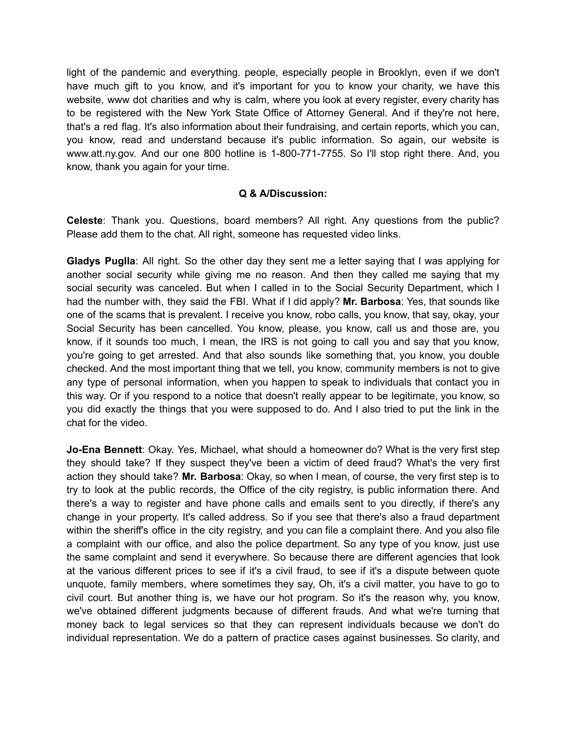light of the pandemic and everything. people, especially people in Brooklyn, even if we don't have much gift to you know, and it's important for you to know your charity, we have this website, www dot charities and why is calm, where you look at every register, every charity has to be registered with the New York State Office of Attorney General. And if they're not here, that's a red flag. It's also information about their fundraising, and certain reports, which you can, you know, read and understand because it's public information. So again, our website is www.att.ny.gov. And our one 800 hotline is 1-800-771-7755. So I'll stop right there. And, you know, thank you again for your time.

**Q & A/Discussion:**

**Celeste**: Thank you. Questions, board members? All right. Any questions from the public? Please add them to the chat. All right, someone has requested video links.

**Gladys Puglla**: All right. So the other day they sent me a letter saying that I was applying for another social security while giving me no reason. And then they called me saying that my social security was canceled. But when I called in to the Social Security Department, which I had the number with, they said the FBI. What if I did apply? **Mr. Barbosa**: Yes, that sounds like one of the scams that is prevalent. I receive you know, robo calls, you know, that say, okay, your Social Security has been cancelled. You know, please, you know, call us and those are, you know, if it sounds too much, I mean, the IRS is not going to call you and say that you know, you're going to get arrested. And that also sounds like something that, you know, you double checked. And the most important thing that we tell, you know, community members is not to give any type of personal information, when you happen to speak to individuals that contact you in this way. Or if you respond to a notice that doesn't really appear to be legitimate, you know, so you did exactly the things that you were supposed to do. And I also tried to put the link in the chat for the video.

**Jo-Ena Bennett**: Okay. Yes, Michael, what should a homeowner do? What is the very first step they should take? If they suspect they've been a victim of deed fraud? What's the very first action they should take? **Mr. Barbosa**: Okay, so when I mean, of course, the very first step is to try to look at the public records, the Office of the city registry, is public information there. And there's a way to register and have phone calls and emails sent to you directly, if there's any change in your property. It's called address. So if you see that there's also a fraud department within the sheriff's office in the city registry, and you can file a complaint there. And you also file a complaint with our office, and also the police department. So any type of you know, just use the same complaint and send it everywhere. So because there are different agencies that look at the various different prices to see if it's a civil fraud, to see if it's a dispute between quote unquote, family members, where sometimes they say, Oh, it's a civil matter, you have to go to civil court. But another thing is, we have our hot program. So it's the reason why, you know, we've obtained different judgments because of different frauds. And what we're turning that money back to legal services so that they can represent individuals because we don't do individual representation. We do a pattern of practice cases against businesses. So clarity, and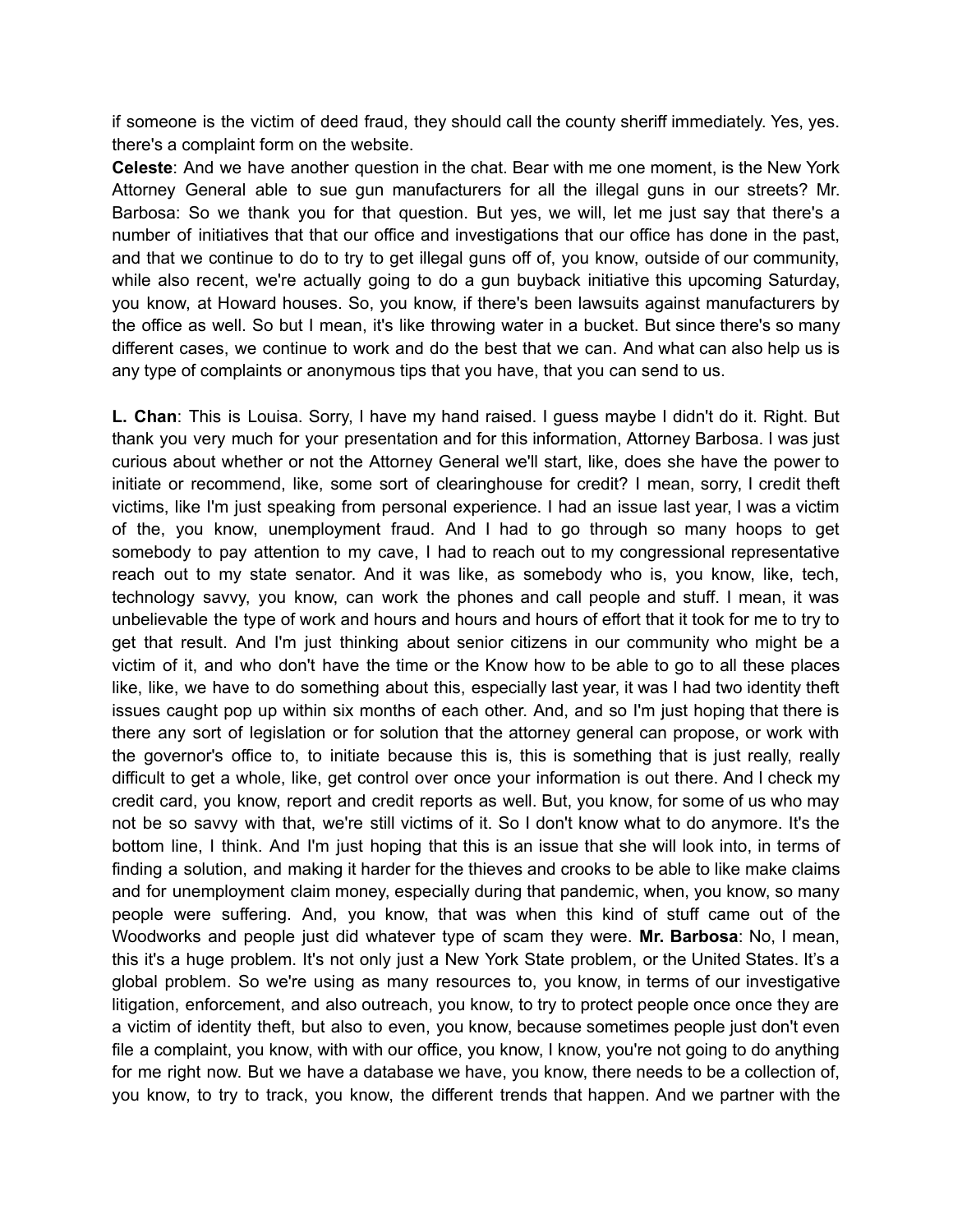if someone is the victim of deed fraud, they should call the county sheriff immediately. Yes, yes. there's a complaint form on the website.

**Celeste**: And we have another question in the chat. Bear with me one moment, is the New York Attorney General able to sue gun manufacturers for all the illegal guns in our streets? Mr. Barbosa: So we thank you for that question. But yes, we will, let me just say that there's a number of initiatives that that our office and investigations that our office has done in the past, and that we continue to do to try to get illegal guns off of, you know, outside of our community, while also recent, we're actually going to do a gun buyback initiative this upcoming Saturday, you know, at Howard houses. So, you know, if there's been lawsuits against manufacturers by the office as well. So but I mean, it's like throwing water in a bucket. But since there's so many different cases, we continue to work and do the best that we can. And what can also help us is any type of complaints or anonymous tips that you have, that you can send to us.

**L. Chan**: This is Louisa. Sorry, I have my hand raised. I guess maybe I didn't do it. Right. But thank you very much for your presentation and for this information, Attorney Barbosa. I was just curious about whether or not the Attorney General we'll start, like, does she have the power to initiate or recommend, like, some sort of clearinghouse for credit? I mean, sorry, I credit theft victims, like I'm just speaking from personal experience. I had an issue last year, I was a victim of the, you know, unemployment fraud. And I had to go through so many hoops to get somebody to pay attention to my cave, I had to reach out to my congressional representative reach out to my state senator. And it was like, as somebody who is, you know, like, tech, technology savvy, you know, can work the phones and call people and stuff. I mean, it was unbelievable the type of work and hours and hours and hours of effort that it took for me to try to get that result. And I'm just thinking about senior citizens in our community who might be a victim of it, and who don't have the time or the Know how to be able to go to all these places like, like, we have to do something about this, especially last year, it was I had two identity theft issues caught pop up within six months of each other. And, and so I'm just hoping that there is there any sort of legislation or for solution that the attorney general can propose, or work with the governor's office to, to initiate because this is, this is something that is just really, really difficult to get a whole, like, get control over once your information is out there. And I check my credit card, you know, report and credit reports as well. But, you know, for some of us who may not be so savvy with that, we're still victims of it. So I don't know what to do anymore. It's the bottom line, I think. And I'm just hoping that this is an issue that she will look into, in terms of finding a solution, and making it harder for the thieves and crooks to be able to like make claims and for unemployment claim money, especially during that pandemic, when, you know, so many people were suffering. And, you know, that was when this kind of stuff came out of the Woodworks and people just did whatever type of scam they were. **Mr. Barbosa**: No, I mean, this it's a huge problem. It's not only just a New York State problem, or the United States. It's a global problem. So we're using as many resources to, you know, in terms of our investigative litigation, enforcement, and also outreach, you know, to try to protect people once once they are a victim of identity theft, but also to even, you know, because sometimes people just don't even file a complaint, you know, with with our office, you know, I know, you're not going to do anything for me right now. But we have a database we have, you know, there needs to be a collection of, you know, to try to track, you know, the different trends that happen. And we partner with the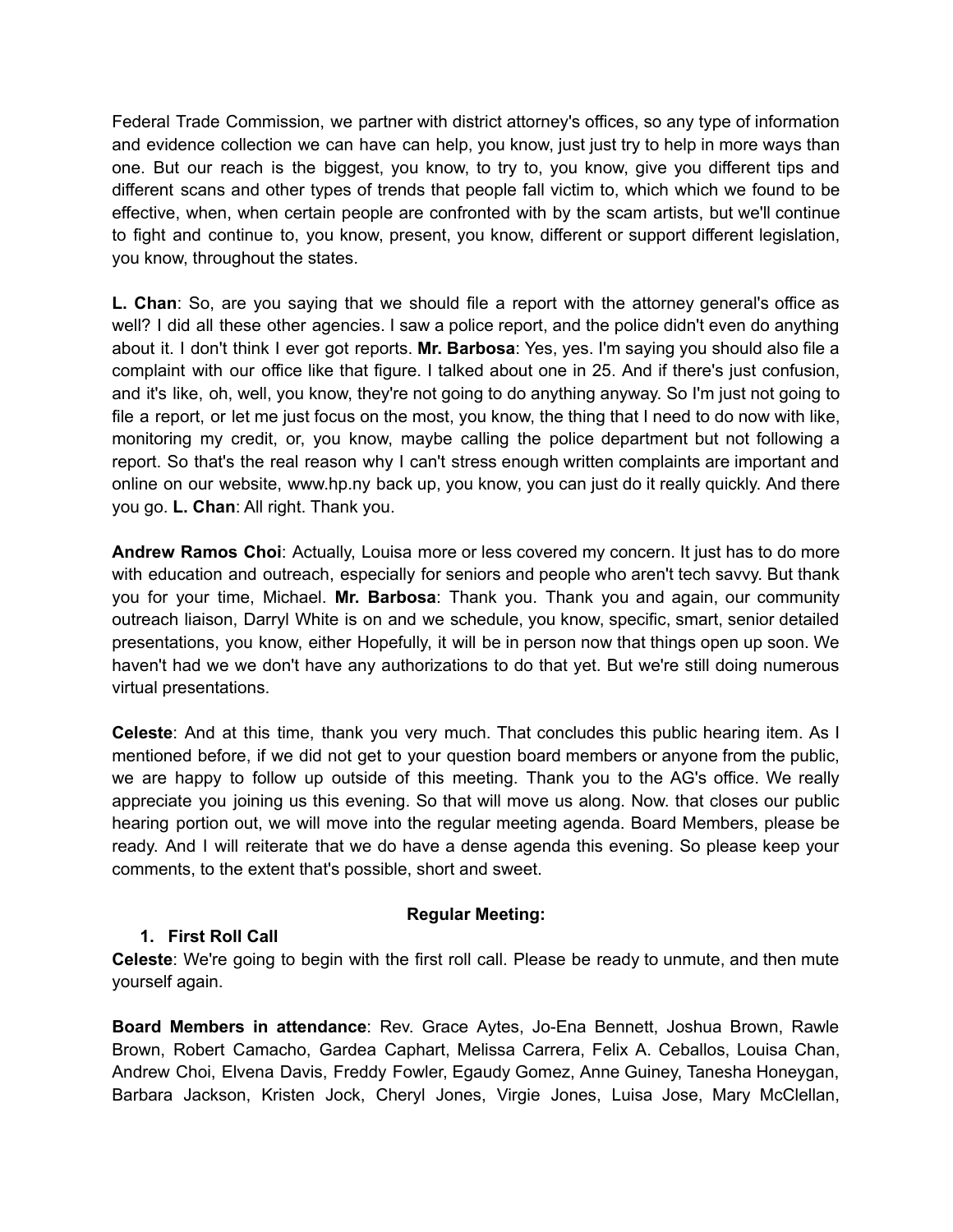Federal Trade Commission, we partner with district attorney's offices, so any type of information and evidence collection we can have can help, you know, just just try to help in more ways than one. But our reach is the biggest, you know, to try to, you know, give you different tips and different scans and other types of trends that people fall victim to, which which we found to be effective, when, when certain people are confronted with by the scam artists, but we'll continue to fight and continue to, you know, present, you know, different or support different legislation, you know, throughout the states.

**L. Chan**: So, are you saying that we should file a report with the attorney general's office as well? I did all these other agencies. I saw a police report, and the police didn't even do anything about it. I don't think I ever got reports. **Mr. Barbosa**: Yes, yes. I'm saying you should also file a complaint with our office like that figure. I talked about one in 25. And if there's just confusion, and it's like, oh, well, you know, they're not going to do anything anyway. So I'm just not going to file a report, or let me just focus on the most, you know, the thing that I need to do now with like, monitoring my credit, or, you know, maybe calling the police department but not following a report. So that's the real reason why I can't stress enough written complaints are important and online on our website, www.hp.ny back up, you know, you can just do it really quickly. And there you go. **L. Chan**: All right. Thank you.

**Andrew Ramos Choi**: Actually, Louisa more or less covered my concern. It just has to do more with education and outreach, especially for seniors and people who aren't tech savvy. But thank you for your time, Michael. **Mr. Barbosa**: Thank you. Thank you and again, our community outreach liaison, Darryl White is on and we schedule, you know, specific, smart, senior detailed presentations, you know, either Hopefully, it will be in person now that things open up soon. We haven't had we we don't have any authorizations to do that yet. But we're still doing numerous virtual presentations.

**Celeste**: And at this time, thank you very much. That concludes this public hearing item. As I mentioned before, if we did not get to your question board members or anyone from the public, we are happy to follow up outside of this meeting. Thank you to the AG's office. We really appreciate you joining us this evening. So that will move us along. Now. that closes our public hearing portion out, we will move into the regular meeting agenda. Board Members, please be ready. And I will reiterate that we do have a dense agenda this evening. So please keep your comments, to the extent that's possible, short and sweet.

**Regular Meeting:**

1. **First Roll Call**

**Celeste**: We're going to begin with the first roll call. Please be ready to unmute, and then mute yourself again.

**Board Members in attendance**: Rev. Grace Aytes, Jo-Ena Bennett, Joshua Brown, Rawle Brown, Robert Camacho, Gardea Caphart, Melissa Carrera, Felix A. Ceballos, Louisa Chan, Andrew Choi, Elvena Davis, Freddy Fowler, Egaudy Gomez, Anne Guiney, Tanesha Honeygan, Barbara Jackson, Kristen Jock, Cheryl Jones, Virgie Jones, Luisa Jose, Mary McClellan,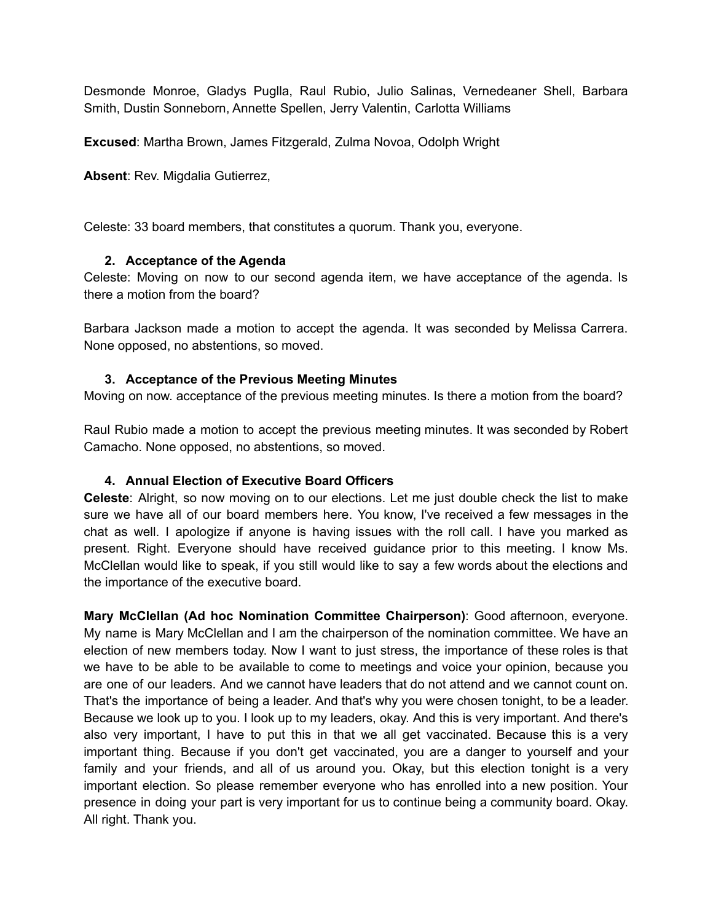Desmonde Monroe, Gladys Puglla, Raul Rubio, Julio Salinas, Vernedeaner Shell, Barbara Smith, Dustin Sonneborn, Annette Spellen, Jerry Valentin, Carlotta Williams

**Excused**: Martha Brown, James Fitzgerald, Zulma Novoa, Odolph Wright

**Absent**: Rev. Migdalia Gutierrez,

Celeste: 33 board members, that constitutes a quorum. Thank you, everyone.

2. **Acceptance of the Agenda**

Celeste: Moving on now to our second agenda item, we have acceptance of the agenda. Is there a motion from the board?

Barbara Jackson made a motion to accept the agenda. It was seconded by Melissa Carrera. None opposed, no abstentions, so moved.

3. **Acceptance of the Previous Meeting Minutes**

Moving on now. acceptance of the previous meeting minutes. Is there a motion from the board?

Raul Rubio made a motion to accept the previous meeting minutes. It was seconded by Robert Camacho. None opposed, no abstentions, so moved.

4. **Annual Election of Executive Board Officers**

**Celeste**: Alright, so now moving on to our elections. Let me just double check the list to make sure we have all of our board members here. You know, I've received a few messages in the chat as well. I apologize if anyone is having issues with the roll call. I have you marked as present. Right. Everyone should have received guidance prior to this meeting. I know Ms. McClellan would like to speak, if you still would like to say a few words about the elections and the importance of the executive board.

**Mary McClellan (Ad hoc Nomination Committee Chairperson)**: Good afternoon, everyone. My name is Mary McClellan and I am the chairperson of the nomination committee. We have an election of new members today. Now I want to just stress, the importance of these roles is that we have to be able to be available to come to meetings and voice your opinion, because you are one of our leaders. And we cannot have leaders that do not attend and we cannot count on. That's the importance of being a leader. And that's why you were chosen tonight, to be a leader. Because we look up to you. I look up to my leaders, okay. And this is very important. And there's also very important, I have to put this in that we all get vaccinated. Because this is a very important thing. Because if you don't get vaccinated, you are a danger to yourself and your family and your friends, and all of us around you. Okay, but this election tonight is a very important election. So please remember everyone who has enrolled into a new position. Your presence in doing your part is very important for us to continue being a community board. Okay. All right. Thank you.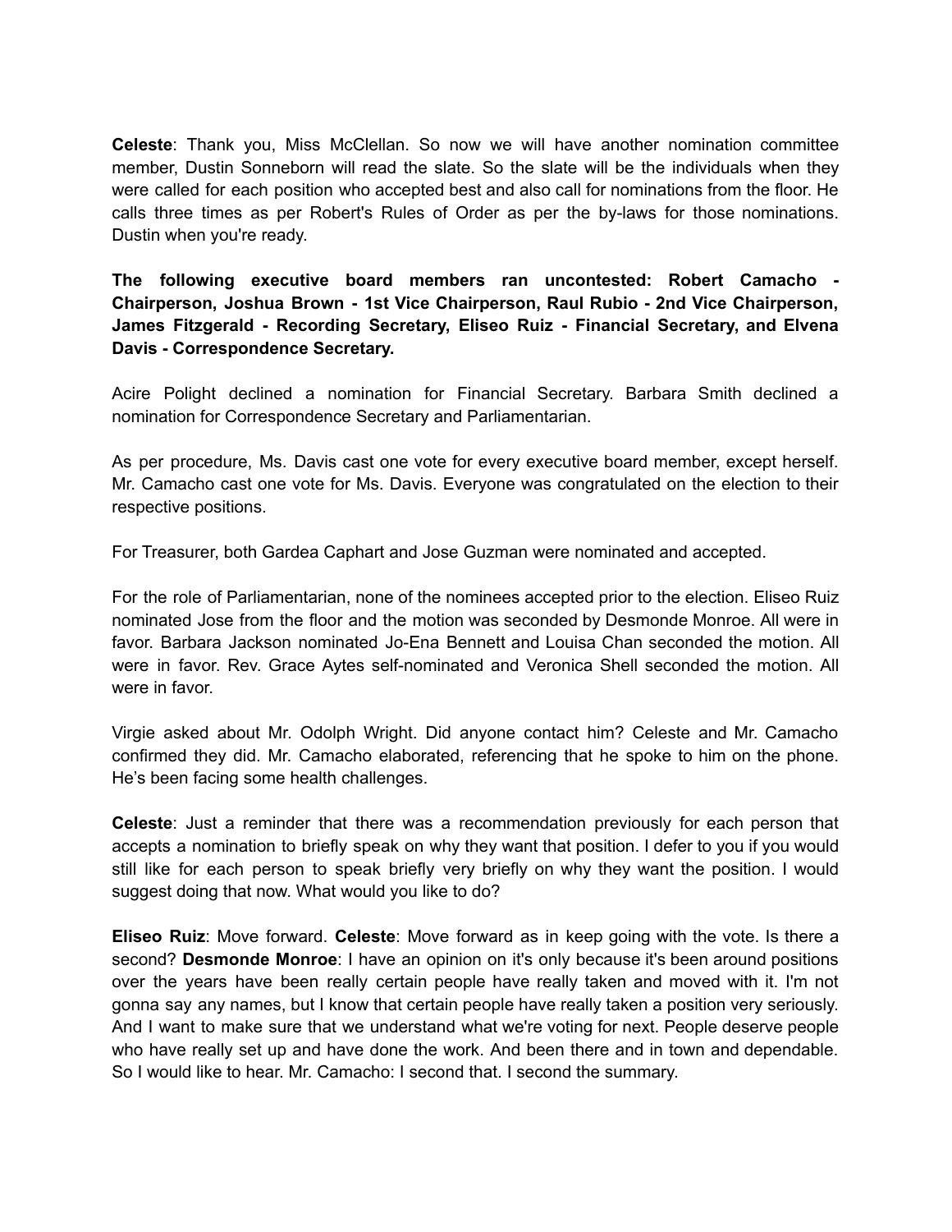**Celeste**: Thank you, Miss McClellan. So now we will have another nomination committee member, Dustin Sonneborn will read the slate. So the slate will be the individuals when they were called for each position who accepted best and also call for nominations from the floor. He calls three times as per Robert's Rules of Order as per the by-laws for those nominations. Dustin when you're ready.

**The following executive board members ran uncontested: Robert Camacho - Chairperson, Joshua Brown - 1st Vice Chairperson, Raul Rubio - 2nd Vice Chairperson, James Fitzgerald - Recording Secretary, Eliseo Ruiz - Financial Secretary, and Elvena Davis - Correspondence Secretary.**

Acire Polight declined a nomination for Financial Secretary. Barbara Smith declined a nomination for Correspondence Secretary and Parliamentarian.

As per procedure, Ms. Davis cast one vote for every executive board member, except herself. Mr. Camacho cast one vote for Ms. Davis. Everyone was congratulated on the election to their respective positions.

For Treasurer, both Gardea Caphart and Jose Guzman were nominated and accepted.

For the role of Parliamentarian, none of the nominees accepted prior to the election. Eliseo Ruiz nominated Jose from the floor and the motion was seconded by Desmonde Monroe. All were in favor. Barbara Jackson nominated Jo-Ena Bennett and Louisa Chan seconded the motion. All were in favor. Rev. Grace Aytes self-nominated and Veronica Shell seconded the motion. All were in favor.

Virgie asked about Mr. Odolph Wright. Did anyone contact him? Celeste and Mr. Camacho confirmed they did. Mr. Camacho elaborated, referencing that he spoke to him on the phone. He's been facing some health challenges.

**Celeste**: Just a reminder that there was a recommendation previously for each person that accepts a nomination to briefly speak on why they want that position. I defer to you if you would still like for each person to speak briefly very briefly on why they want the position. I would suggest doing that now. What would you like to do?

**Eliseo Ruiz**: Move forward. **Celeste**: Move forward as in keep going with the vote. Is there a second? **Desmonde Monroe**: I have an opinion on it's only because it's been around positions over the years have been really certain people have really taken and moved with it. I'm not gonna say any names, but I know that certain people have really taken a position very seriously. And I want to make sure that we understand what we're voting for next. People deserve people who have really set up and have done the work. And been there and in town and dependable. So I would like to hear. Mr. Camacho: I second that. I second the summary.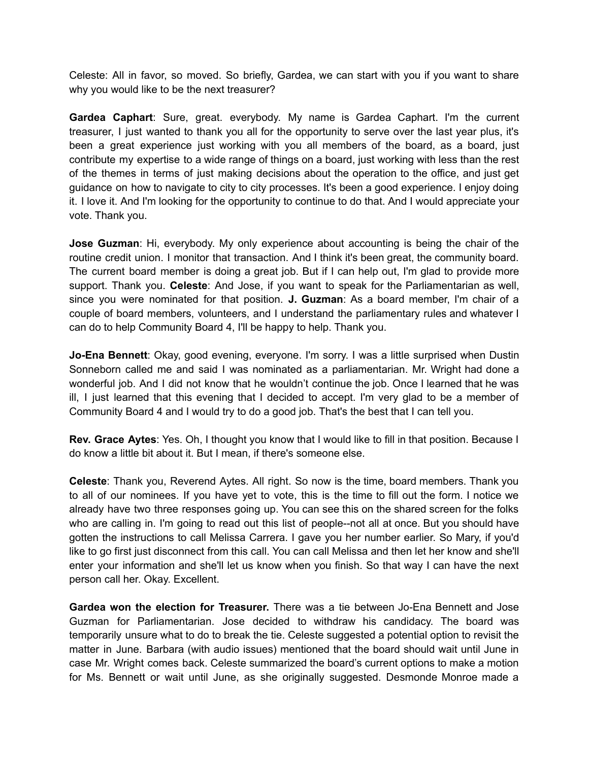Celeste: All in favor, so moved. So briefly, Gardea, we can start with you if you want to share why you would like to be the next treasurer?

**Gardea Caphart**: Sure, great. everybody. My name is Gardea Caphart. I'm the current treasurer, I just wanted to thank you all for the opportunity to serve over the last year plus, it's been a great experience just working with you all members of the board, as a board, just contribute my expertise to a wide range of things on a board, just working with less than the rest of the themes in terms of just making decisions about the operation to the office, and just get guidance on how to navigate to city to city processes. It's been a good experience. I enjoy doing it. I love it. And I'm looking for the opportunity to continue to do that. And I would appreciate your vote. Thank you.

**Jose Guzman**: Hi, everybody. My only experience about accounting is being the chair of the routine credit union. I monitor that transaction. And I think it's been great, the community board. The current board member is doing a great job. But if I can help out, I'm glad to provide more support. Thank you. **Celeste**: And Jose, if you want to speak for the Parliamentarian as well, since you were nominated for that position. **J. Guzman**: As a board member, I'm chair of a couple of board members, volunteers, and I understand the parliamentary rules and whatever I can do to help Community Board 4, I'll be happy to help. Thank you.

**Jo-Ena Bennett**: Okay, good evening, everyone. I'm sorry. I was a little surprised when Dustin Sonneborn called me and said I was nominated as a parliamentarian. Mr. Wright had done a wonderful job. And I did not know that he wouldn't continue the job. Once I learned that he was ill, I just learned that this evening that I decided to accept. I'm very glad to be a member of Community Board 4 and I would try to do a good job. That's the best that I can tell you.

**Rev. Grace Aytes**: Yes. Oh, I thought you know that I would like to fill in that position. Because I do know a little bit about it. But I mean, if there's someone else.

**Celeste**: Thank you, Reverend Aytes. All right. So now is the time, board members. Thank you to all of our nominees. If you have yet to vote, this is the time to fill out the form. I notice we already have two three responses going up. You can see this on the shared screen for the folks who are calling in. I'm going to read out this list of people--not all at once. But you should have gotten the instructions to call Melissa Carrera. I gave you her number earlier. So Mary, if you'd like to go first just disconnect from this call. You can call Melissa and then let her know and she'll enter your information and she'll let us know when you finish. So that way I can have the next person call her. Okay. Excellent.

**Gardea won the election for Treasurer.** There was a tie between Jo-Ena Bennett and Jose Guzman for Parliamentarian. Jose decided to withdraw his candidacy. The board was temporarily unsure what to do to break the tie. Celeste suggested a potential option to revisit the matter in June. Barbara (with audio issues) mentioned that the board should wait until June in case Mr. Wright comes back. Celeste summarized the board's current options to make a motion for Ms. Bennett or wait until June, as she originally suggested. Desmonde Monroe made a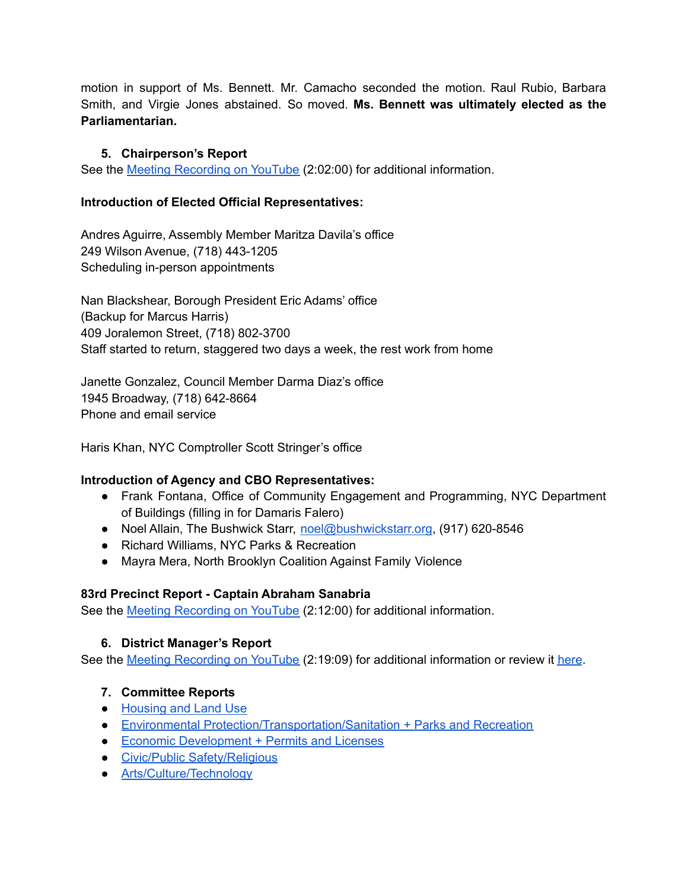motion in support of Ms. Bennett. Mr. Camacho seconded the motion. Raul Rubio, Barbara Smith, and Virgie Jones abstained. So moved. **Ms. Bennett was ultimately elected as the Parliamentarian.**

5. **Chairperson's Report**

See the [Meeting Recording on YouTube]() (2:02:00) for additional information.

**Introduction of Elected Official Representatives:**

Andres Aguirre, Assembly Member Maritza Davila's office
249 Wilson Avenue, (718) 443-1205
Scheduling in-person appointments

Nan Blackshear, Borough President Eric Adams' office
(Backup for Marcus Harris)
409 Joralemon Street, (718) 802-3700
Staff started to return, staggered two days a week, the rest work from home

Janette Gonzalez, Council Member Darma Diaz's office
1945 Broadway, (718) 642-8664
Phone and email service

Haris Khan, NYC Comptroller Scott Stringer's office

**Introduction of Agency and CBO Representatives:**

- Frank Fontana, Office of Community Engagement and Programming, NYC Department of Buildings (filling in for Damaris Falero)
- Noel Allain, The Bushwick Starr, noel@bushwickstarr.org, (917) 620-8546
- Richard Williams, NYC Parks & Recreation
- Mayra Mera, North Brooklyn Coalition Against Family Violence

**83rd Precinct Report - Captain Abraham Sanabria**

See the [Meeting Recording on YouTube]() (2:12:00) for additional information.

6. **District Manager's Report**

See the [Meeting Recording on YouTube]() (2:19:09) for additional information or review it [here]().

7. **Committee Reports**

- [Housing and Land Use]()
- [Environmental Protection/Transportation/Sanitation + Parks and Recreation]()
- [Economic Development + Permits and Licenses]()
- [Civic/Public Safety/Religious]()
- [Arts/Culture/Technology]()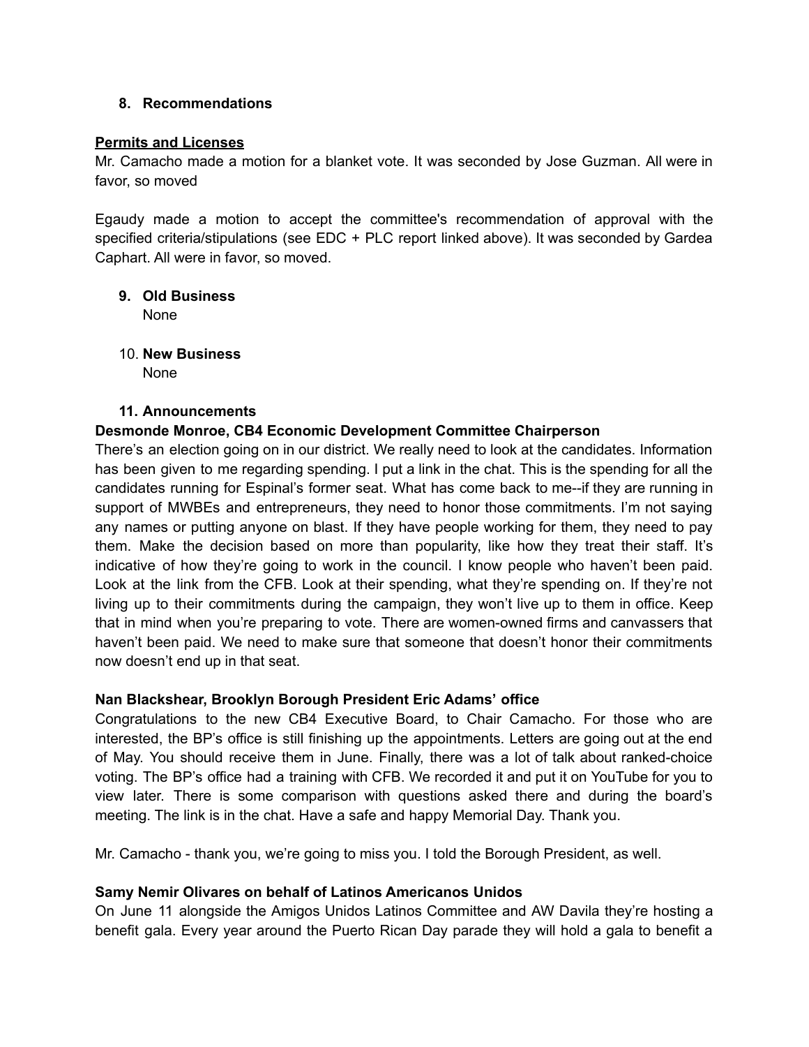8. **Recommendations**

**Permits and Licenses**

Mr. Camacho made a motion for a blanket vote. It was seconded by Jose Guzman. All were in favor, so moved

Egaudy made a motion to accept the committee's recommendation of approval with the specified criteria/stipulations (see EDC + PLC report linked above). It was seconded by Gardea Caphart. All were in favor, so moved.

9. **Old Business**
   None

10. **New Business**
    None

11. **Announcements**

**Desmonde Monroe, CB4 Economic Development Committee Chairperson**

There's an election going on in our district. We really need to look at the candidates. Information has been given to me regarding spending. I put a link in the chat. This is the spending for all the candidates running for Espinal's former seat. What has come back to me--if they are running in support of MWBEs and entrepreneurs, they need to honor those commitments. I'm not saying any names or putting anyone on blast. If they have people working for them, they need to pay them. Make the decision based on more than popularity, like how they treat their staff. It's indicative of how they're going to work in the council. I know people who haven't been paid. Look at the link from the CFB. Look at their spending, what they're spending on. If they're not living up to their commitments during the campaign, they won't live up to them in office. Keep that in mind when you're preparing to vote. There are women-owned firms and canvassers that haven't been paid. We need to make sure that someone that doesn't honor their commitments now doesn't end up in that seat.

**Nan Blackshear, Brooklyn Borough President Eric Adams' office**

Congratulations to the new CB4 Executive Board, to Chair Camacho. For those who are interested, the BP's office is still finishing up the appointments. Letters are going out at the end of May. You should receive them in June. Finally, there was a lot of talk about ranked-choice voting. The BP's office had a training with CFB. We recorded it and put it on YouTube for you to view later. There is some comparison with questions asked there and during the board's meeting. The link is in the chat. Have a safe and happy Memorial Day. Thank you.

Mr. Camacho - thank you, we're going to miss you. I told the Borough President, as well.

**Samy Nemir Olivares on behalf of Latinos Americanos Unidos**

On June 11 alongside the Amigos Unidos Latinos Committee and AW Davila they're hosting a benefit gala. Every year around the Puerto Rican Day parade they will hold a gala to benefit a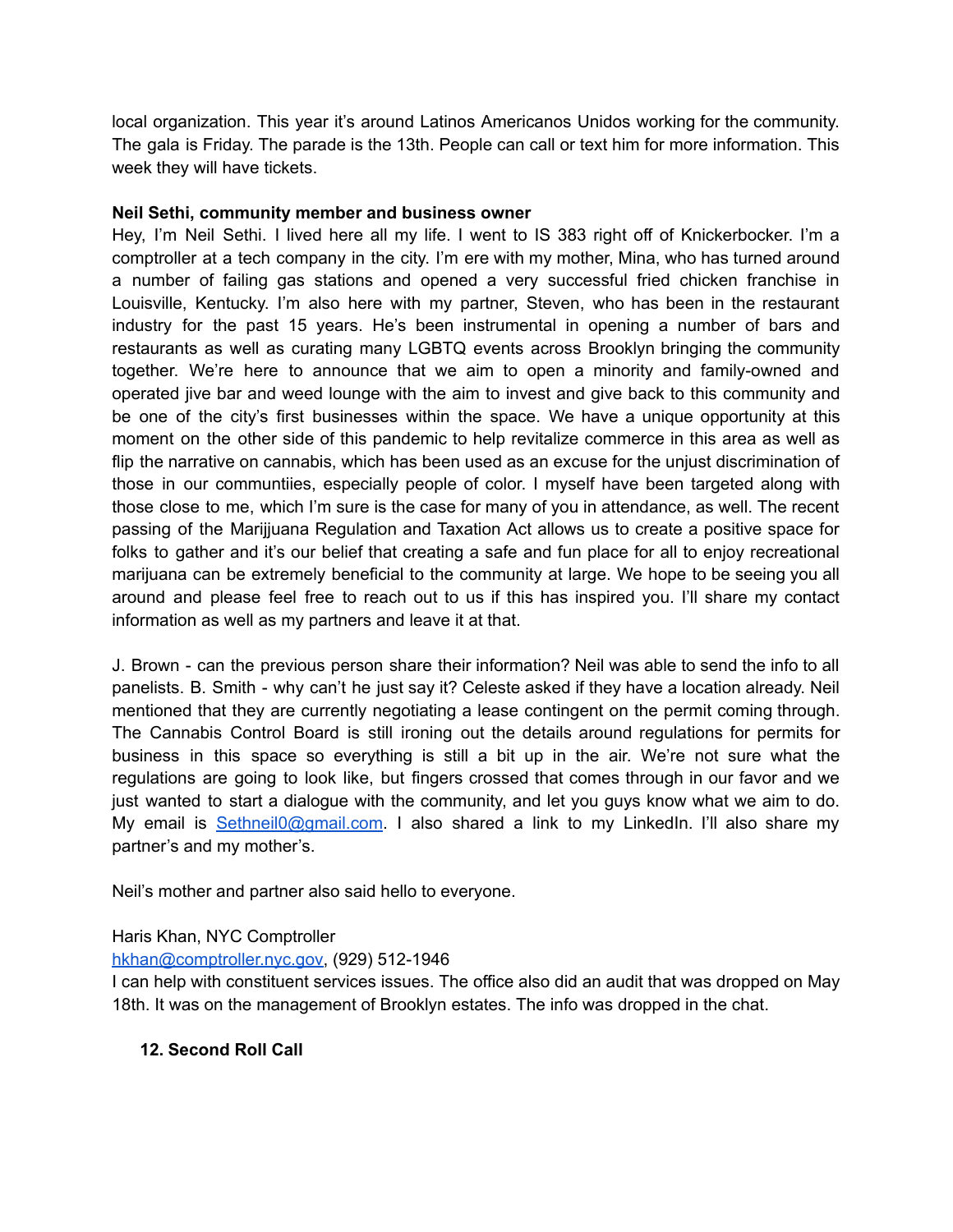local organization. This year it's around Latinos Americanos Unidos working for the community. The gala is Friday. The parade is the 13th. People can call or text him for more information. This week they will have tickets.

**Neil Sethi, community member and business owner**
Hey, I'm Neil Sethi. I lived here all my life. I went to IS 383 right off of Knickerbocker. I'm a comptroller at a tech company in the city. I'm ere with my mother, Mina, who has turned around a number of failing gas stations and opened a very successful fried chicken franchise in Louisville, Kentucky. I'm also here with my partner, Steven, who has been in the restaurant industry for the past 15 years. He's been instrumental in opening a number of bars and restaurants as well as curating many LGBTQ events across Brooklyn bringing the community together. We're here to announce that we aim to open a minority and family-owned and operated jive bar and weed lounge with the aim to invest and give back to this community and be one of the city's first businesses within the space. We have a unique opportunity at this moment on the other side of this pandemic to help revitalize commerce in this area as well as flip the narrative on cannabis, which has been used as an excuse for the unjust discrimination of those in our communtiies, especially people of color. I myself have been targeted along with those close to me, which I'm sure is the case for many of you in attendance, as well. The recent passing of the Marijjuana Regulation and Taxation Act allows us to create a positive space for folks to gather and it's our belief that creating a safe and fun place for all to enjoy recreational marijuana can be extremely beneficial to the community at large. We hope to be seeing you all around and please feel free to reach out to us if this has inspired you. I'll share my contact information as well as my partners and leave it at that.

J. Brown - can the previous person share their information? Neil was able to send the info to all panelists. B. Smith - why can't he just say it? Celeste asked if they have a location already. Neil mentioned that they are currently negotiating a lease contingent on the permit coming through. The Cannabis Control Board is still ironing out the details around regulations for permits for business in this space so everything is still a bit up in the air. We're not sure what the regulations are going to look like, but fingers crossed that comes through in our favor and we just wanted to start a dialogue with the community, and let you guys know what we aim to do. My email is Sethneil0@gmail.com. I also shared a link to my LinkedIn. I'll also share my partner's and my mother's.

Neil's mother and partner also said hello to everyone.

Haris Khan, NYC Comptroller
hkhan@comptroller.nyc.gov, (929) 512-1946
I can help with constituent services issues. The office also did an audit that was dropped on May 18th. It was on the management of Brooklyn estates. The info was dropped in the chat.

**12. Second Roll Call**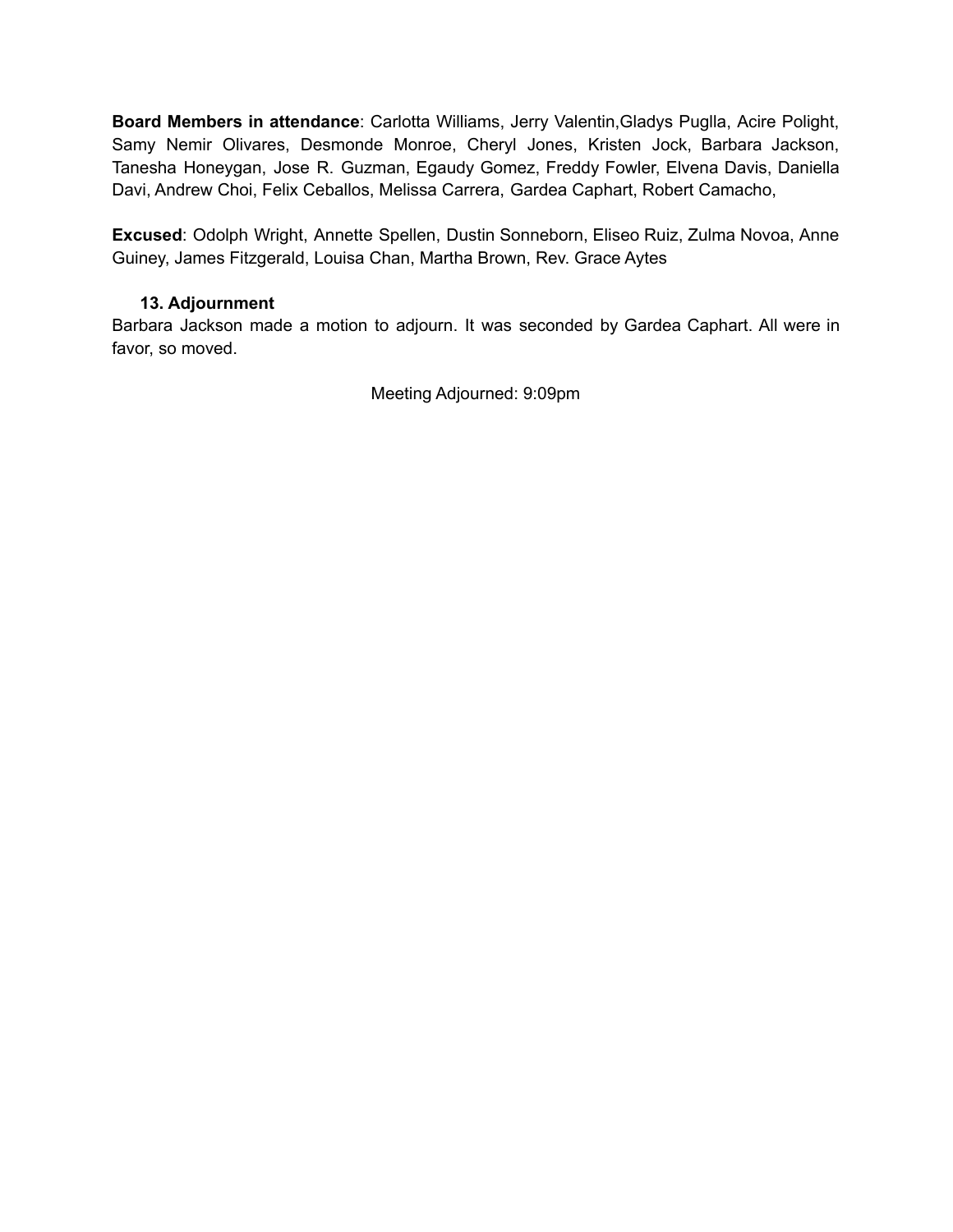**Board Members in attendance**: Carlotta Williams, Jerry Valentin,Gladys Puglla, Acire Polight, Samy Nemir Olivares, Desmonde Monroe, Cheryl Jones, Kristen Jock, Barbara Jackson, Tanesha Honeygan, Jose R. Guzman, Egaudy Gomez, Freddy Fowler, Elvena Davis, Daniella Davi, Andrew Choi, Felix Ceballos, Melissa Carrera, Gardea Caphart, Robert Camacho,

**Excused**: Odolph Wright, Annette Spellen, Dustin Sonneborn, Eliseo Ruiz, Zulma Novoa, Anne Guiney, James Fitzgerald, Louisa Chan, Martha Brown, Rev. Grace Aytes

**13. Adjournment**

Barbara Jackson made a motion to adjourn. It was seconded by Gardea Caphart. All were in favor, so moved.

Meeting Adjourned: 9:09pm